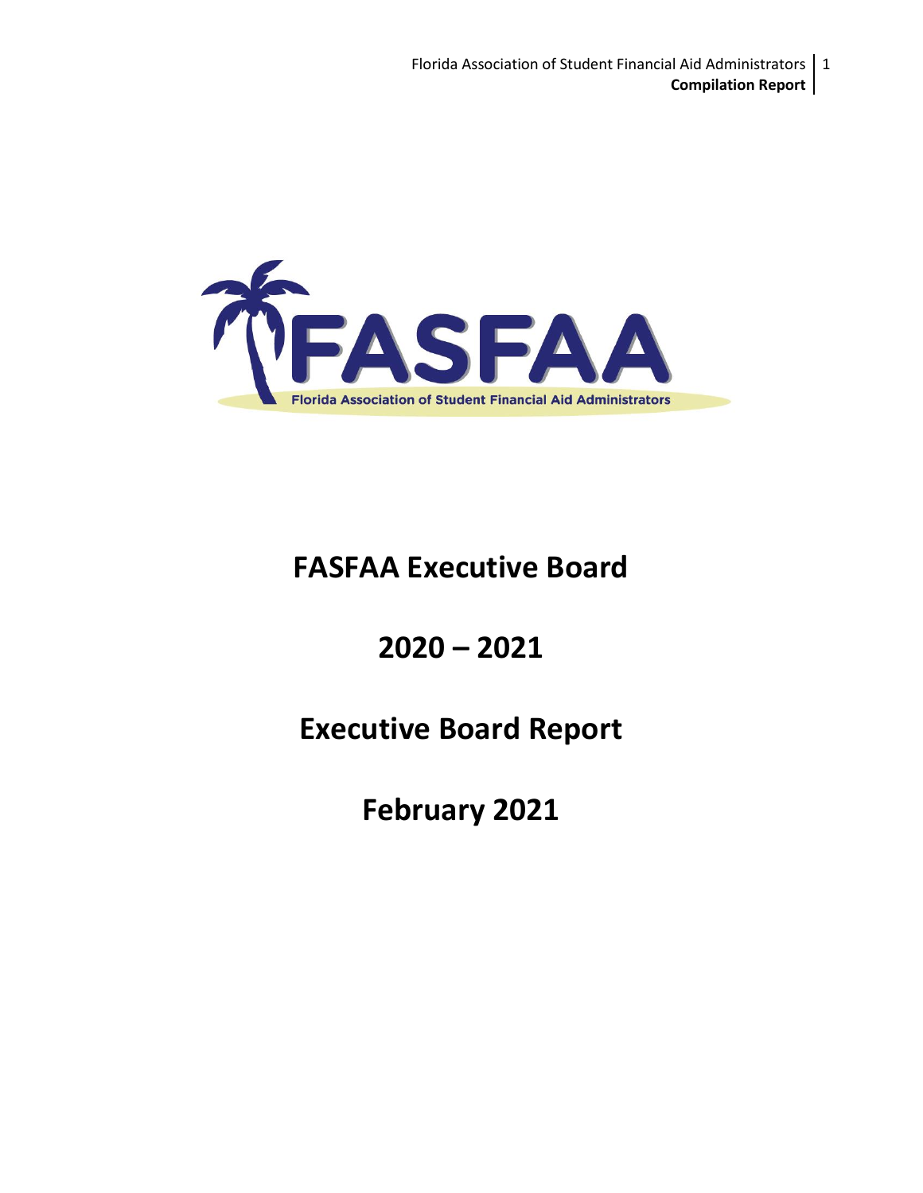# FASFAA Executive Board

# 2020 – 2021

# Executive Board Report

# February 2021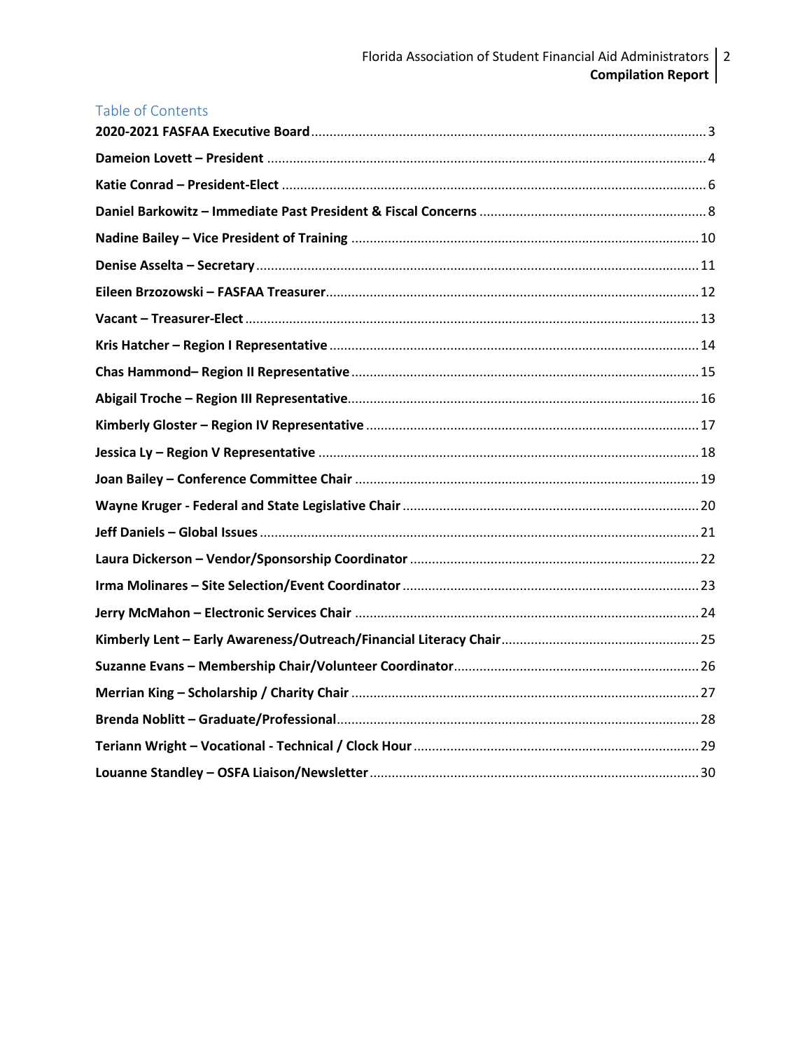## Table of Contents

**2020-2021 FASFAA Executive Board** ... 3

**Dameion Lovett – President** ... 4

**Katie Conrad – President-Elect** ... 6

**Daniel Barkowitz – Immediate Past President & Fiscal Concerns** ... 8

**Nadine Bailey – Vice President of Training** ... 10

**Denise Asselta – Secretary** ... 11

**Eileen Brzozowski – FASFAA Treasurer** ... 12

**Vacant – Treasurer-Elect** ... 13

**Kris Hatcher – Region I Representative** ... 14

**Chas Hammond– Region II Representative** ... 15

**Abigail Troche – Region III Representative** ... 16

**Kimberly Gloster – Region IV Representative** ... 17

**Jessica Ly – Region V Representative** ... 18

**Joan Bailey – Conference Committee Chair** ... 19

**Wayne Kruger - Federal and State Legislative Chair** ... 20

**Jeff Daniels – Global Issues** ... 21

**Laura Dickerson – Vendor/Sponsorship Coordinator** ... 22

**Irma Molinares – Site Selection/Event Coordinator** ... 23

**Jerry McMahon – Electronic Services Chair** ... 24

**Kimberly Lent – Early Awareness/Outreach/Financial Literacy Chair** ... 25

**Suzanne Evans – Membership Chair/Volunteer Coordinator** ... 26

**Merrian King – Scholarship / Charity Chair** ... 27

**Brenda Noblitt – Graduate/Professional** ... 28

**Teriann Wright – Vocational - Technical / Clock Hour** ... 29

**Louanne Standley – OSFA Liaison/Newsletter** ... 30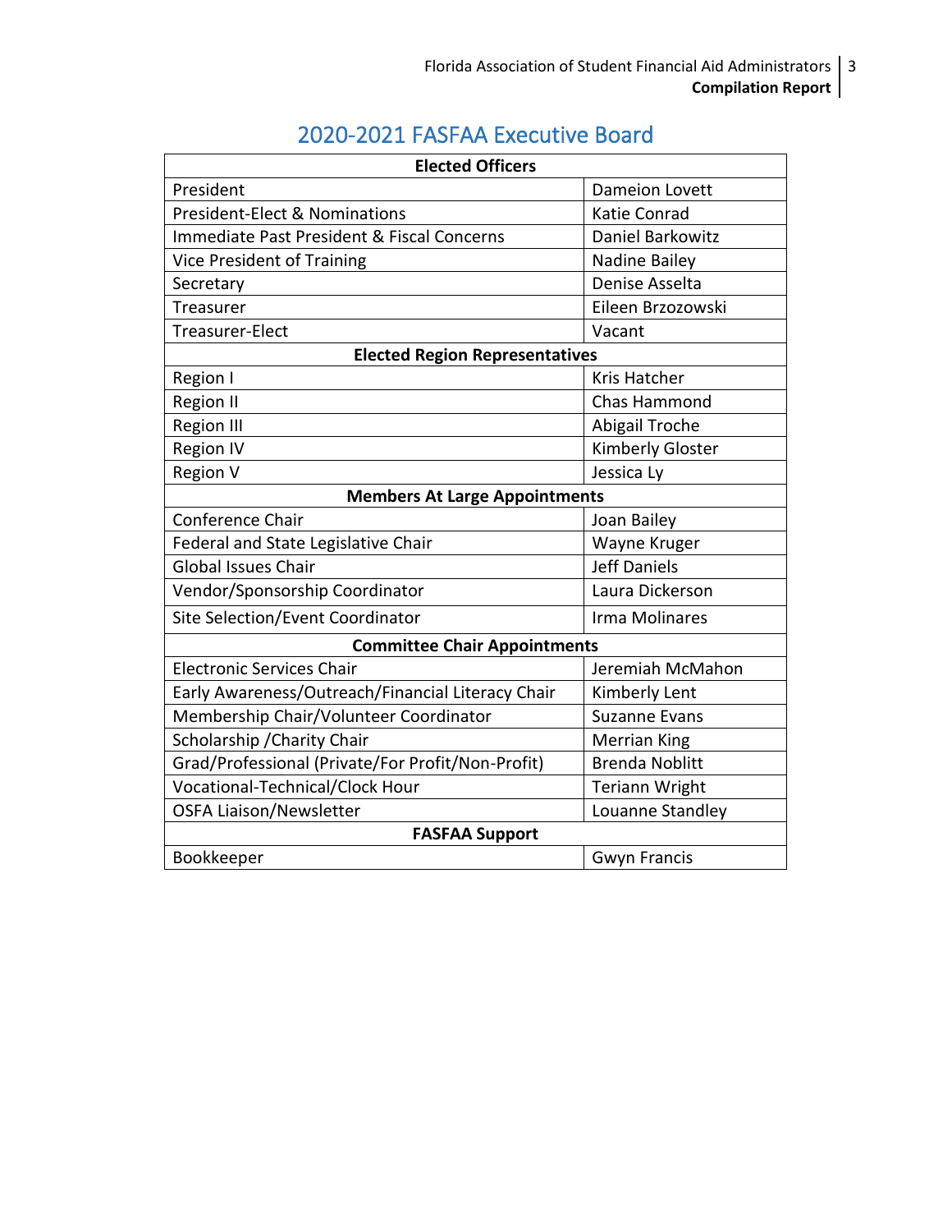## 2020-2021 FASFAA Executive Board

| **Elected Officers** | |
|---|---|
| President | Dameion Lovett |
| President-Elect & Nominations | Katie Conrad |
| Immediate Past President & Fiscal Concerns | Daniel Barkowitz |
| Vice President of Training | Nadine Bailey |
| Secretary | Denise Asselta |
| Treasurer | Eileen Brzozowski |
| Treasurer-Elect | Vacant |
| **Elected Region Representatives** | |
| Region I | Kris Hatcher |
| Region II | Chas Hammond |
| Region III | Abigail Troche |
| Region IV | Kimberly Gloster |
| Region V | Jessica Ly |
| **Members At Large Appointments** | |
| Conference Chair | Joan Bailey |
| Federal and State Legislative Chair | Wayne Kruger |
| Global Issues Chair | Jeff Daniels |
| Vendor/Sponsorship Coordinator | Laura Dickerson |
| Site Selection/Event Coordinator | Irma Molinares |
| **Committee Chair Appointments** | |
| Electronic Services Chair | Jeremiah McMahon |
| Early Awareness/Outreach/Financial Literacy Chair | Kimberly Lent |
| Membership Chair/Volunteer Coordinator | Suzanne Evans |
| Scholarship /Charity Chair | Merrian King |
| Grad/Professional (Private/For Profit/Non-Profit) | Brenda Noblitt |
| Vocational-Technical/Clock Hour | Teriann Wright |
| OSFA Liaison/Newsletter | Louanne Standley |
| **FASFAA Support** | |
| Bookkeeper | Gwyn Francis |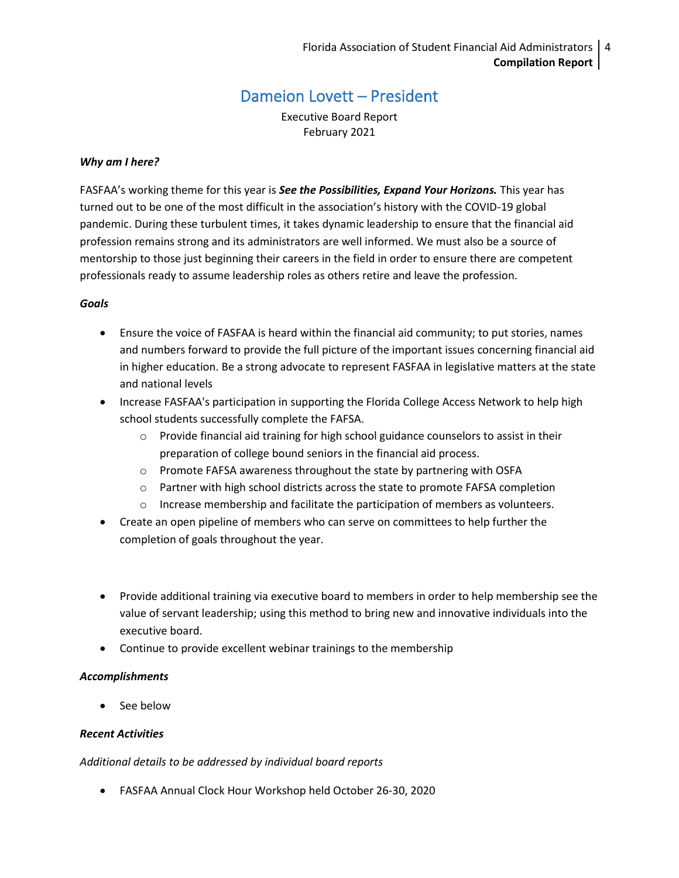# Dameion Lovett – President

Executive Board Report
February 2021

***Why am I here?***

FASFAA's working theme for this year is ***See the Possibilities, Expand Your Horizons.*** This year has turned out to be one of the most difficult in the association's history with the COVID-19 global pandemic. During these turbulent times, it takes dynamic leadership to ensure that the financial aid profession remains strong and its administrators are well informed. We must also be a source of mentorship to those just beginning their careers in the field in order to ensure there are competent professionals ready to assume leadership roles as others retire and leave the profession.

***Goals***

- Ensure the voice of FASFAA is heard within the financial aid community; to put stories, names and numbers forward to provide the full picture of the important issues concerning financial aid in higher education. Be a strong advocate to represent FASFAA in legislative matters at the state and national levels
- Increase FASFAA's participation in supporting the Florida College Access Network to help high school students successfully complete the FAFSA.
    - Provide financial aid training for high school guidance counselors to assist in their preparation of college bound seniors in the financial aid process.
    - Promote FAFSA awareness throughout the state by partnering with OSFA
    - Partner with high school districts across the state to promote FAFSA completion
    - Increase membership and facilitate the participation of members as volunteers.
- Create an open pipeline of members who can serve on committees to help further the completion of goals throughout the year.
- Provide additional training via executive board to members in order to help membership see the value of servant leadership; using this method to bring new and innovative individuals into the executive board.
- Continue to provide excellent webinar trainings to the membership

***Accomplishments***

- See below

***Recent Activities***

*Additional details to be addressed by individual board reports*

- FASFAA Annual Clock Hour Workshop held October 26-30, 2020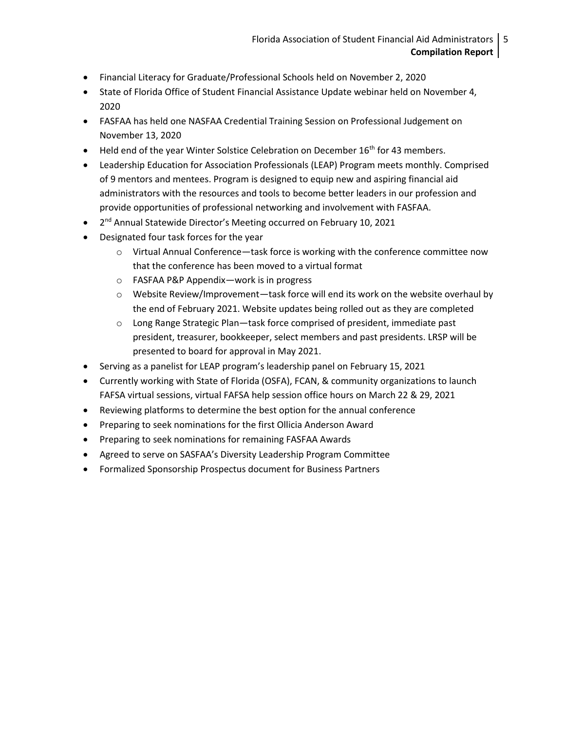- Financial Literacy for Graduate/Professional Schools held on November 2, 2020
- State of Florida Office of Student Financial Assistance Update webinar held on November 4, 2020
- FASFAA has held one NASFAA Credential Training Session on Professional Judgement on November 13, 2020
- Held end of the year Winter Solstice Celebration on December 16th for 43 members.
- Leadership Education for Association Professionals (LEAP) Program meets monthly. Comprised of 9 mentors and mentees. Program is designed to equip new and aspiring financial aid administrators with the resources and tools to become better leaders in our profession and provide opportunities of professional networking and involvement with FASFAA.
- 2nd Annual Statewide Director's Meeting occurred on February 10, 2021
- Designated four task forces for the year
  - Virtual Annual Conference—task force is working with the conference committee now that the conference has been moved to a virtual format
  - FASFAA P&P Appendix—work is in progress
  - Website Review/Improvement—task force will end its work on the website overhaul by the end of February 2021. Website updates being rolled out as they are completed
  - Long Range Strategic Plan—task force comprised of president, immediate past president, treasurer, bookkeeper, select members and past presidents. LRSP will be presented to board for approval in May 2021.
- Serving as a panelist for LEAP program's leadership panel on February 15, 2021
- Currently working with State of Florida (OSFA), FCAN, & community organizations to launch FAFSA virtual sessions, virtual FAFSA help session office hours on March 22 & 29, 2021
- Reviewing platforms to determine the best option for the annual conference
- Preparing to seek nominations for the first Ollicia Anderson Award
- Preparing to seek nominations for remaining FASFAA Awards
- Agreed to serve on SASFAA's Diversity Leadership Program Committee
- Formalized Sponsorship Prospectus document for Business Partners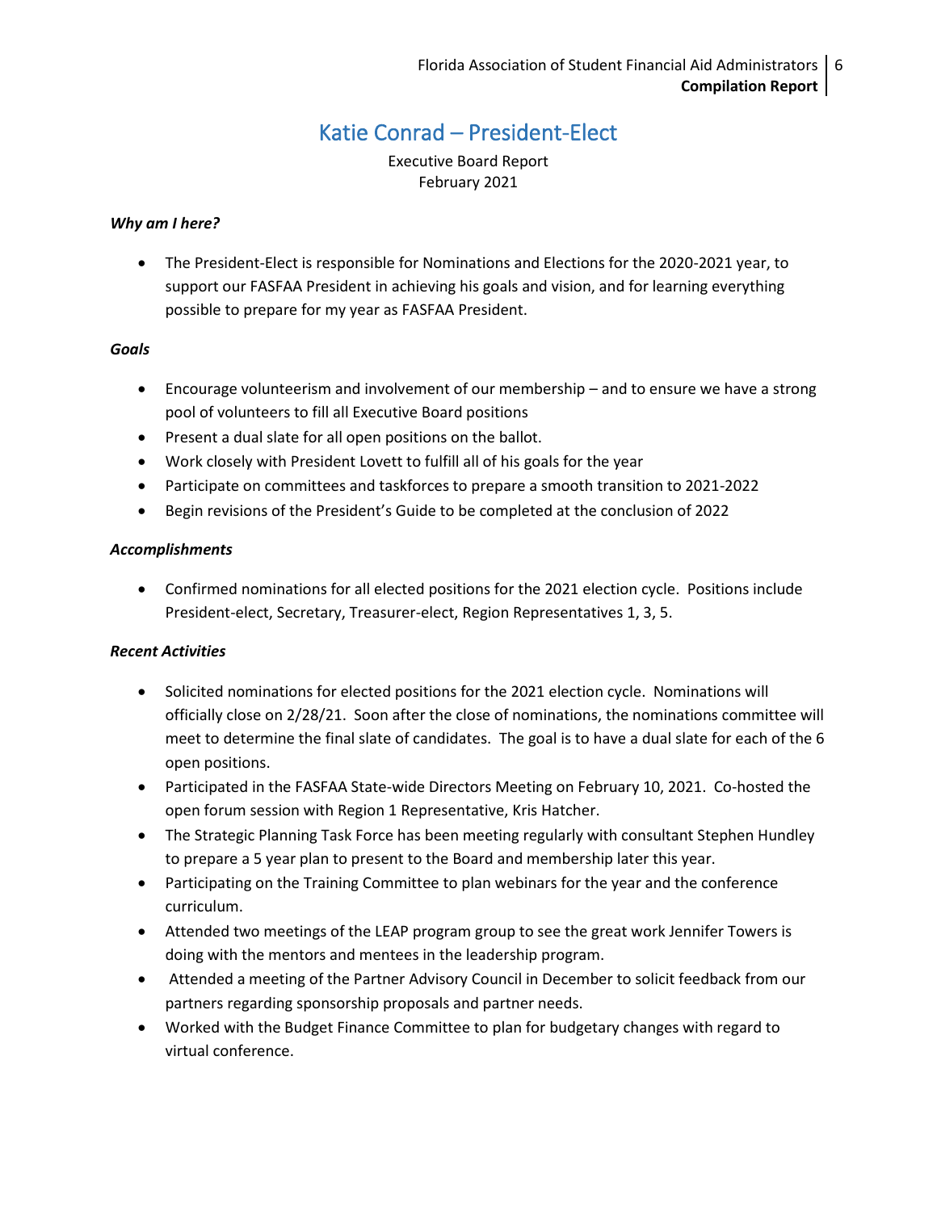# Katie Conrad – President-Elect

Executive Board Report
February 2021

***Why am I here?***

- The President-Elect is responsible for Nominations and Elections for the 2020-2021 year, to support our FASFAA President in achieving his goals and vision, and for learning everything possible to prepare for my year as FASFAA President.

***Goals***

- Encourage volunteerism and involvement of our membership – and to ensure we have a strong pool of volunteers to fill all Executive Board positions
- Present a dual slate for all open positions on the ballot.
- Work closely with President Lovett to fulfill all of his goals for the year
- Participate on committees and taskforces to prepare a smooth transition to 2021-2022
- Begin revisions of the President's Guide to be completed at the conclusion of 2022

***Accomplishments***

- Confirmed nominations for all elected positions for the 2021 election cycle. Positions include President-elect, Secretary, Treasurer-elect, Region Representatives 1, 3, 5.

***Recent Activities***

- Solicited nominations for elected positions for the 2021 election cycle. Nominations will officially close on 2/28/21. Soon after the close of nominations, the nominations committee will meet to determine the final slate of candidates. The goal is to have a dual slate for each of the 6 open positions.
- Participated in the FASFAA State-wide Directors Meeting on February 10, 2021. Co-hosted the open forum session with Region 1 Representative, Kris Hatcher.
- The Strategic Planning Task Force has been meeting regularly with consultant Stephen Hundley to prepare a 5 year plan to present to the Board and membership later this year.
- Participating on the Training Committee to plan webinars for the year and the conference curriculum.
- Attended two meetings of the LEAP program group to see the great work Jennifer Towers is doing with the mentors and mentees in the leadership program.
- Attended a meeting of the Partner Advisory Council in December to solicit feedback from our partners regarding sponsorship proposals and partner needs.
- Worked with the Budget Finance Committee to plan for budgetary changes with regard to virtual conference.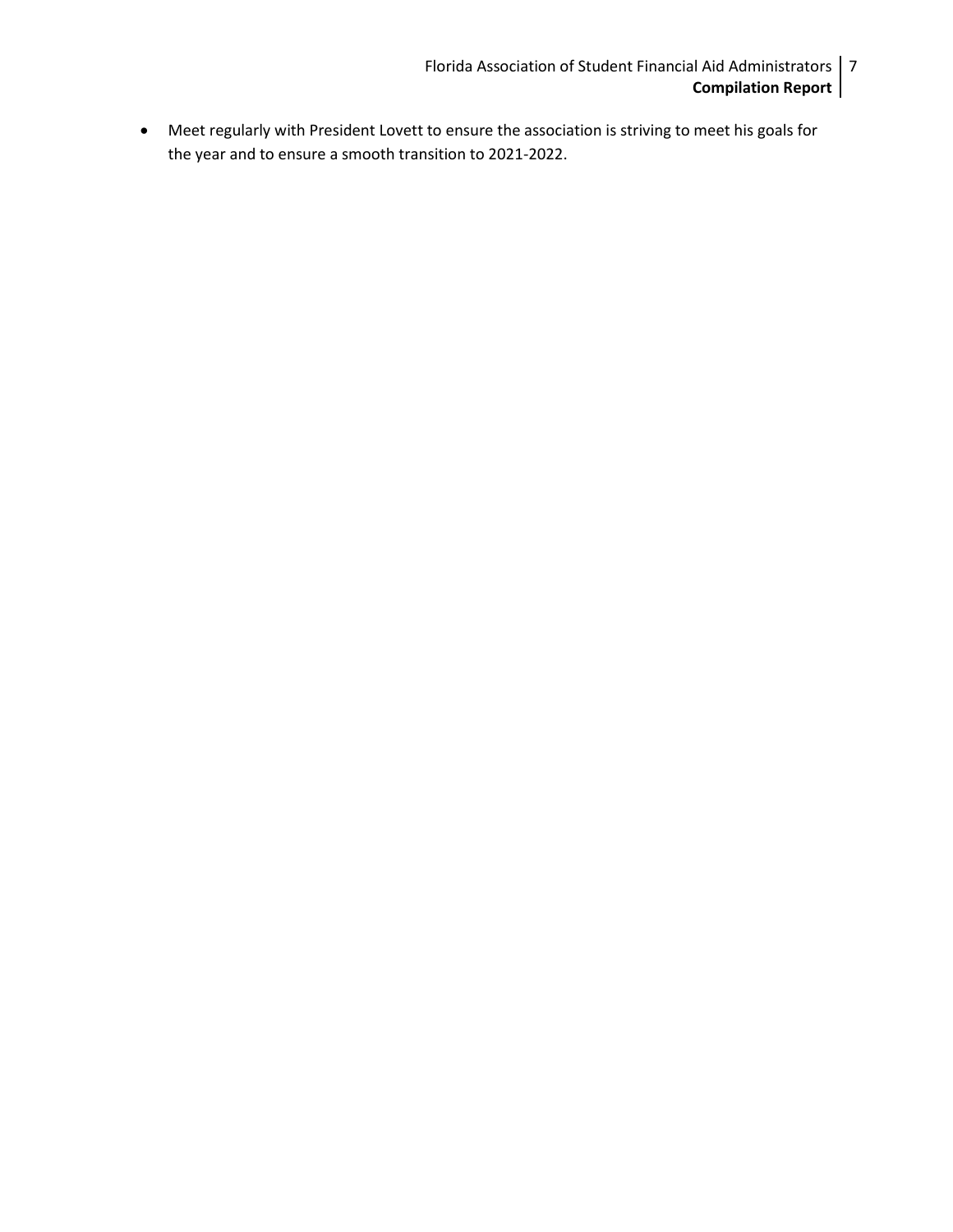- Meet regularly with President Lovett to ensure the association is striving to meet his goals for the year and to ensure a smooth transition to 2021-2022.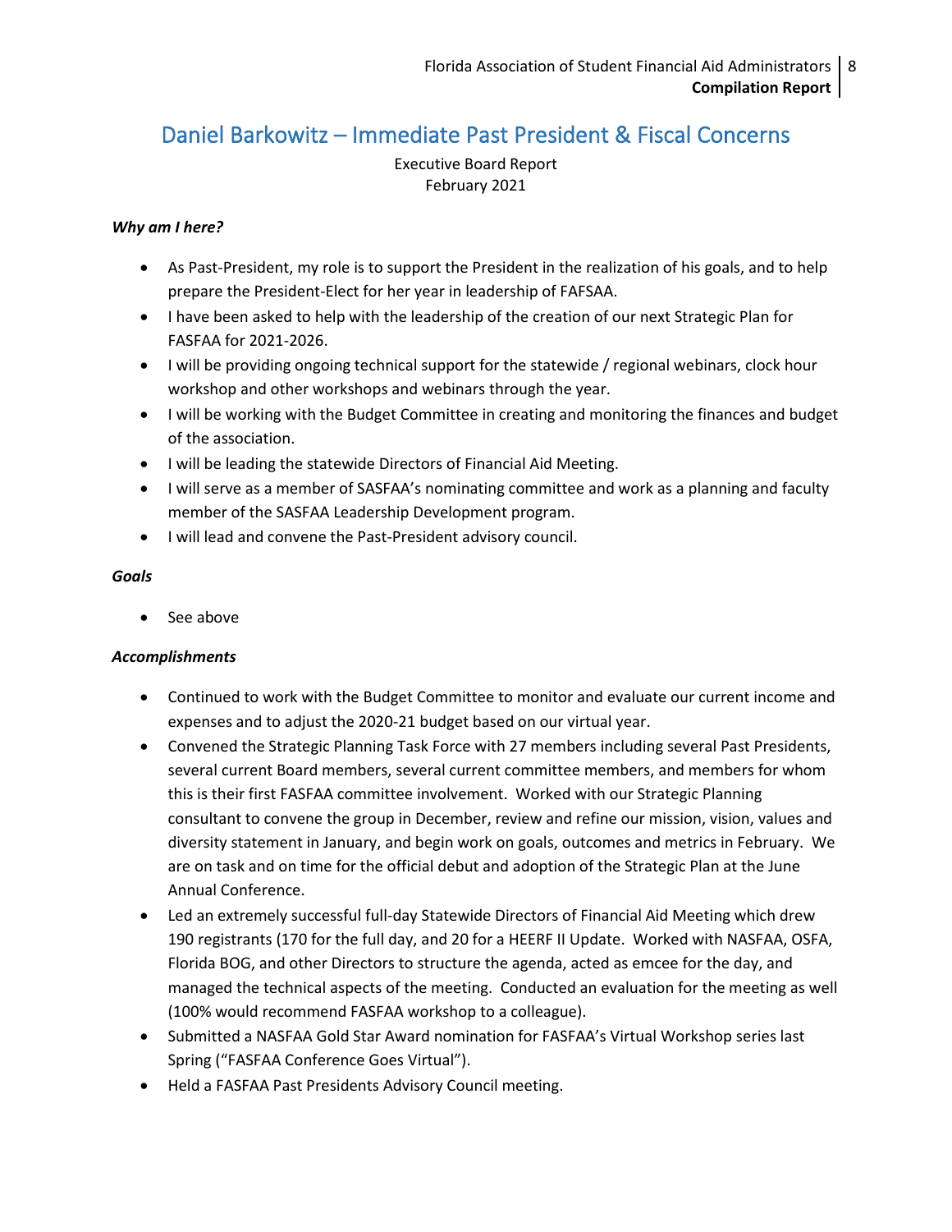# Daniel Barkowitz – Immediate Past President & Fiscal Concerns

Executive Board Report
February 2021

***Why am I here?***

- As Past-President, my role is to support the President in the realization of his goals, and to help prepare the President-Elect for her year in leadership of FAFSAA.
- I have been asked to help with the leadership of the creation of our next Strategic Plan for FASFAA for 2021-2026.
- I will be providing ongoing technical support for the statewide / regional webinars, clock hour workshop and other workshops and webinars through the year.
- I will be working with the Budget Committee in creating and monitoring the finances and budget of the association.
- I will be leading the statewide Directors of Financial Aid Meeting.
- I will serve as a member of SASFAA's nominating committee and work as a planning and faculty member of the SASFAA Leadership Development program.
- I will lead and convene the Past-President advisory council.

***Goals***

- See above

***Accomplishments***

- Continued to work with the Budget Committee to monitor and evaluate our current income and expenses and to adjust the 2020-21 budget based on our virtual year.
- Convened the Strategic Planning Task Force with 27 members including several Past Presidents, several current Board members, several current committee members, and members for whom this is their first FASFAA committee involvement. Worked with our Strategic Planning consultant to convene the group in December, review and refine our mission, vision, values and diversity statement in January, and begin work on goals, outcomes and metrics in February. We are on task and on time for the official debut and adoption of the Strategic Plan at the June Annual Conference.
- Led an extremely successful full-day Statewide Directors of Financial Aid Meeting which drew 190 registrants (170 for the full day, and 20 for a HEERF II Update. Worked with NASFAA, OSFA, Florida BOG, and other Directors to structure the agenda, acted as emcee for the day, and managed the technical aspects of the meeting. Conducted an evaluation for the meeting as well (100% would recommend FASFAA workshop to a colleague).
- Submitted a NASFAA Gold Star Award nomination for FASFAA's Virtual Workshop series last Spring ("FASFAA Conference Goes Virtual").
- Held a FASFAA Past Presidents Advisory Council meeting.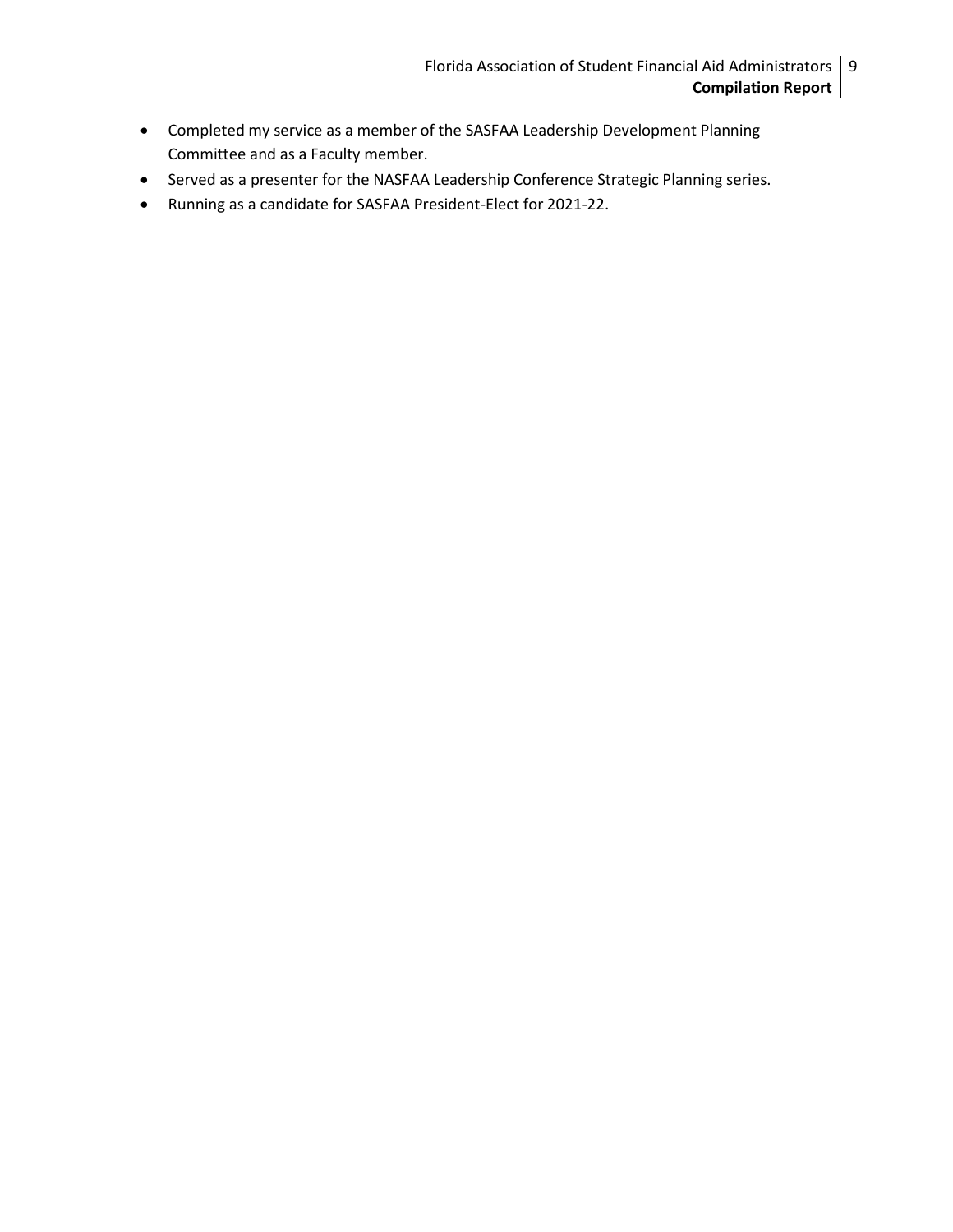- Completed my service as a member of the SASFAA Leadership Development Planning Committee and as a Faculty member.
- Served as a presenter for the NASFAA Leadership Conference Strategic Planning series.
- Running as a candidate for SASFAA President-Elect for 2021-22.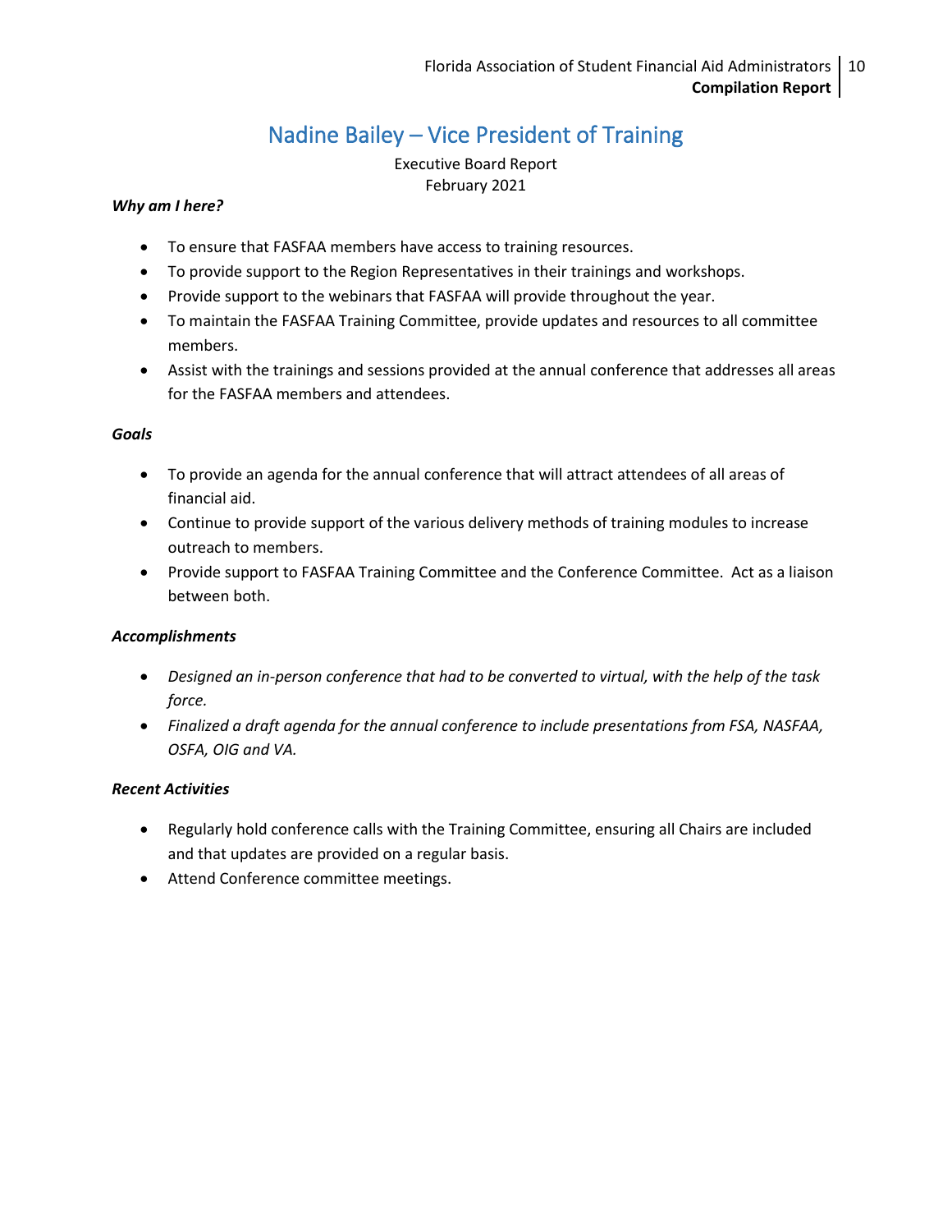# Nadine Bailey – Vice President of Training

Executive Board Report
February 2021

***Why am I here?***

- To ensure that FASFAA members have access to training resources.
- To provide support to the Region Representatives in their trainings and workshops.
- Provide support to the webinars that FASFAA will provide throughout the year.
- To maintain the FASFAA Training Committee, provide updates and resources to all committee members.
- Assist with the trainings and sessions provided at the annual conference that addresses all areas for the FASFAA members and attendees.

***Goals***

- To provide an agenda for the annual conference that will attract attendees of all areas of financial aid.
- Continue to provide support of the various delivery methods of training modules to increase outreach to members.
- Provide support to FASFAA Training Committee and the Conference Committee. Act as a liaison between both.

***Accomplishments***

- *Designed an in-person conference that had to be converted to virtual, with the help of the task force.*
- *Finalized a draft agenda for the annual conference to include presentations from FSA, NASFAA, OSFA, OIG and VA.*

***Recent Activities***

- Regularly hold conference calls with the Training Committee, ensuring all Chairs are included and that updates are provided on a regular basis.
- Attend Conference committee meetings.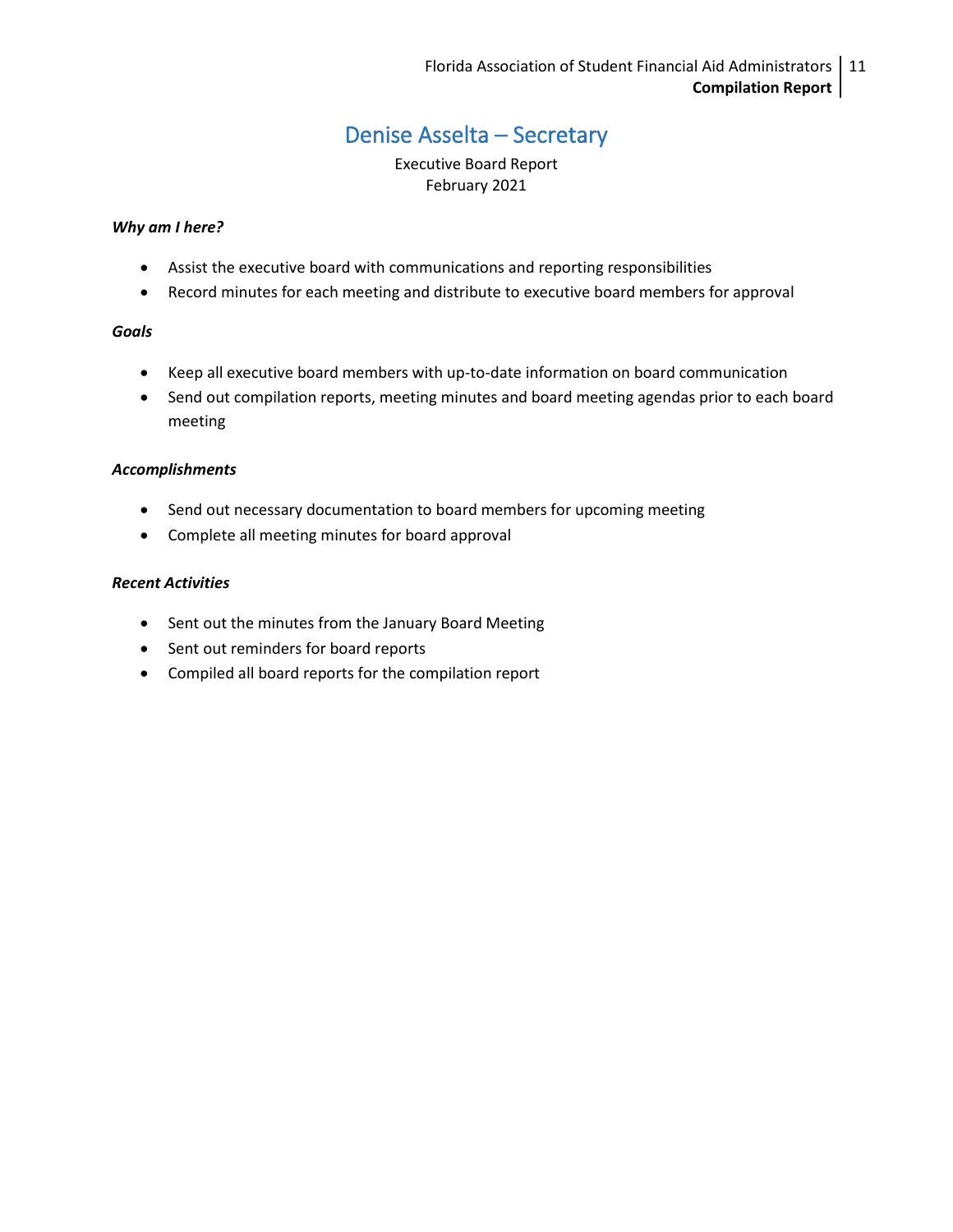# Denise Asselta – Secretary

Executive Board Report
February 2021

***Why am I here?***

- Assist the executive board with communications and reporting responsibilities
- Record minutes for each meeting and distribute to executive board members for approval

***Goals***

- Keep all executive board members with up-to-date information on board communication
- Send out compilation reports, meeting minutes and board meeting agendas prior to each board meeting

***Accomplishments***

- Send out necessary documentation to board members for upcoming meeting
- Complete all meeting minutes for board approval

***Recent Activities***

- Sent out the minutes from the January Board Meeting
- Sent out reminders for board reports
- Compiled all board reports for the compilation report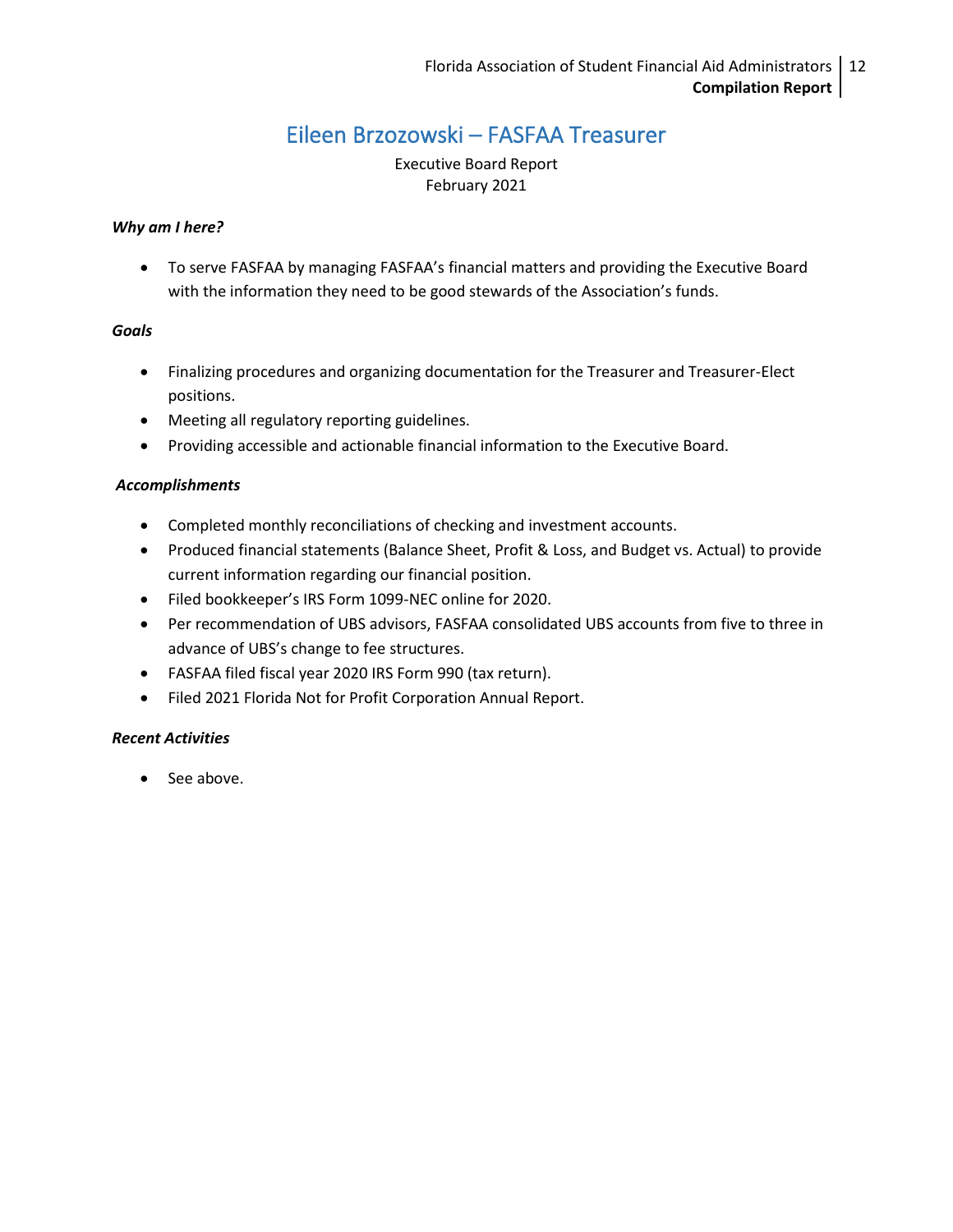# Eileen Brzozowski – FASFAA Treasurer

Executive Board Report
February 2021

***Why am I here?***

- To serve FASFAA by managing FASFAA's financial matters and providing the Executive Board with the information they need to be good stewards of the Association's funds.

***Goals***

- Finalizing procedures and organizing documentation for the Treasurer and Treasurer-Elect positions.
- Meeting all regulatory reporting guidelines.
- Providing accessible and actionable financial information to the Executive Board.

***Accomplishments***

- Completed monthly reconciliations of checking and investment accounts.
- Produced financial statements (Balance Sheet, Profit & Loss, and Budget vs. Actual) to provide current information regarding our financial position.
- Filed bookkeeper's IRS Form 1099-NEC online for 2020.
- Per recommendation of UBS advisors, FASFAA consolidated UBS accounts from five to three in advance of UBS's change to fee structures.
- FASFAA filed fiscal year 2020 IRS Form 990 (tax return).
- Filed 2021 Florida Not for Profit Corporation Annual Report.

***Recent Activities***

- See above.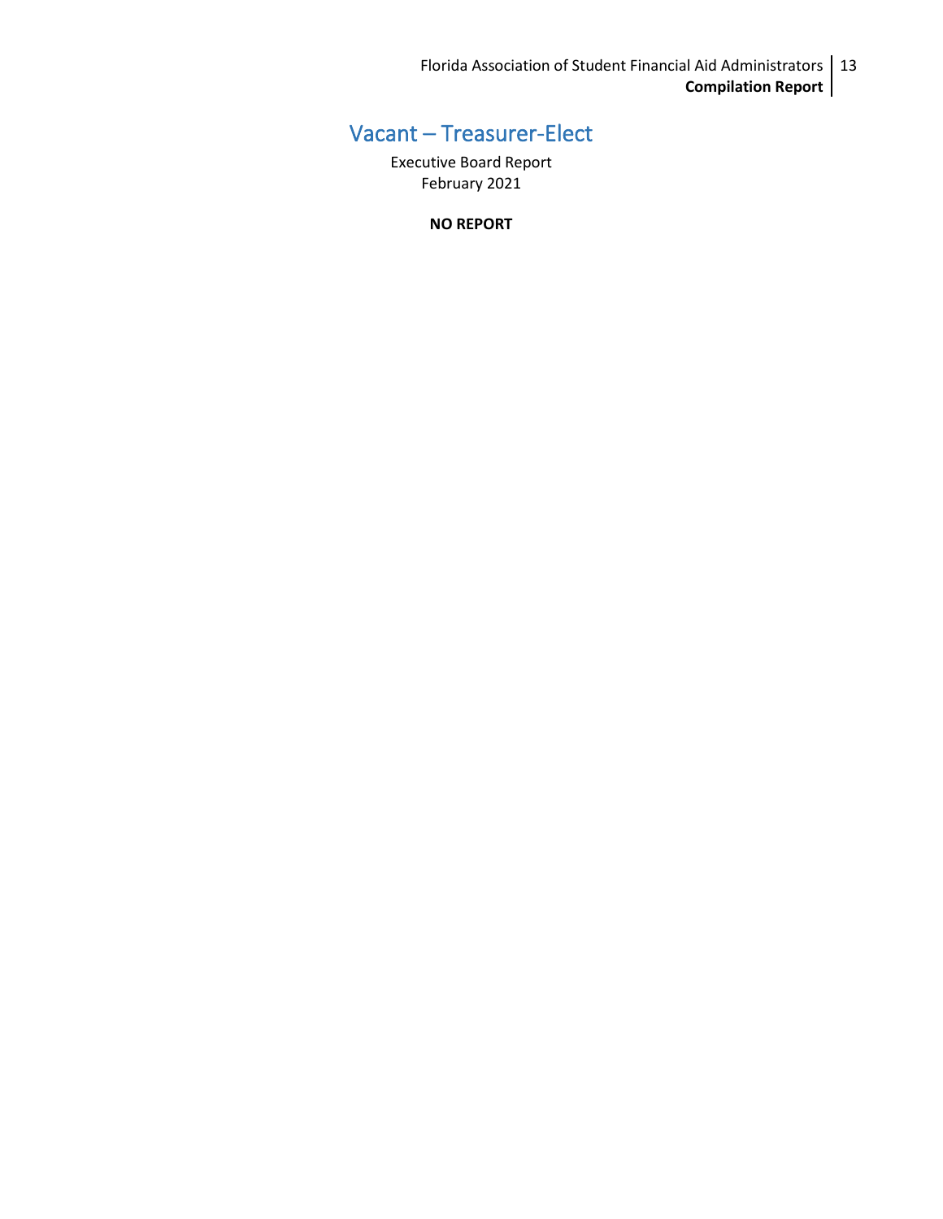# Vacant – Treasurer-Elect

Executive Board Report
February 2021

**NO REPORT**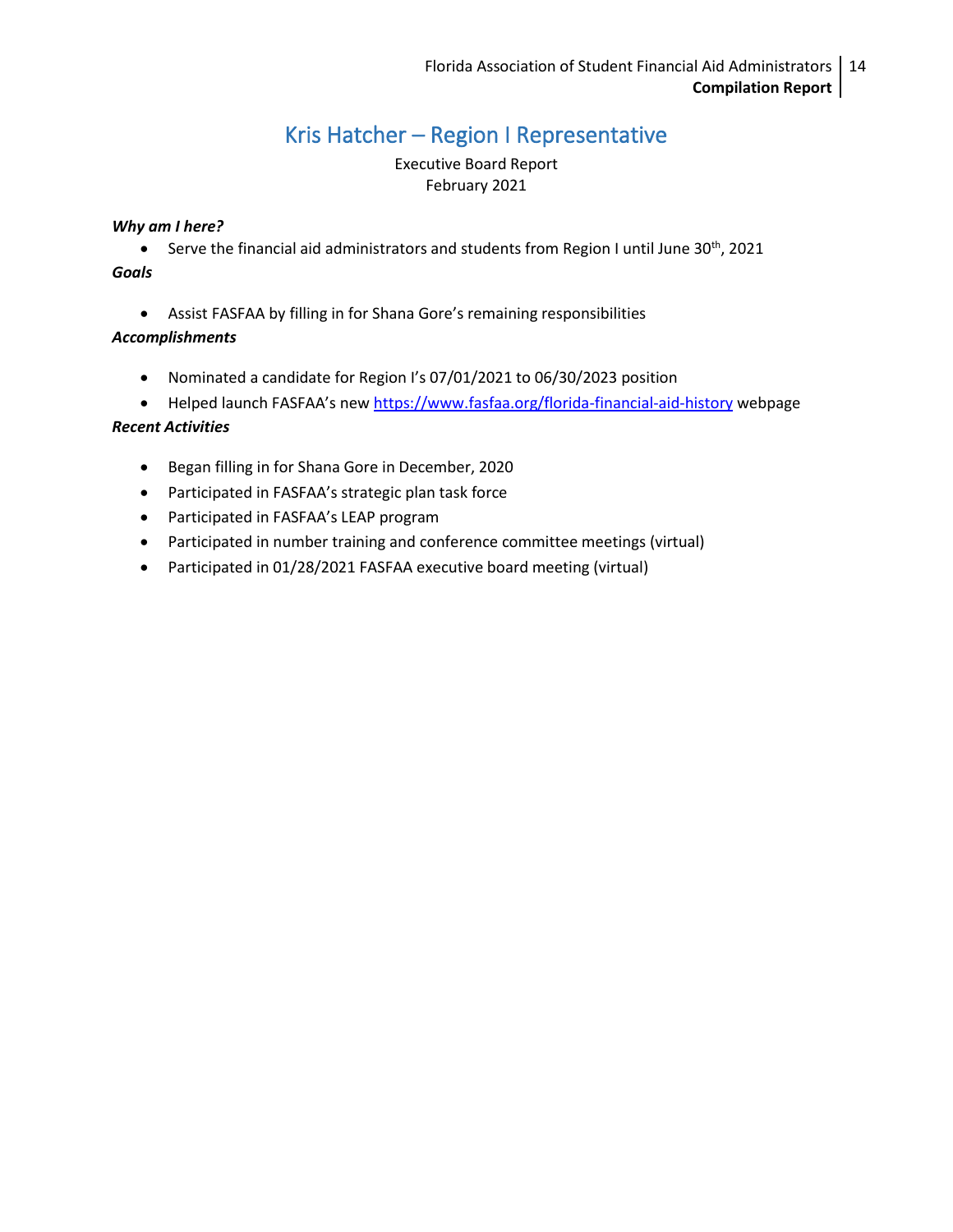# Kris Hatcher – Region I Representative

Executive Board Report
February 2021

***Why am I here?***

- Serve the financial aid administrators and students from Region I until June 30th, 2021

***Goals***

- Assist FASFAA by filling in for Shana Gore's remaining responsibilities

***Accomplishments***

- Nominated a candidate for Region I's 07/01/2021 to 06/30/2023 position
- Helped launch FASFAA's new [https://www.fasfaa.org/florida-financial-aid-history](https://www.fasfaa.org/florida-financial-aid-history) webpage

***Recent Activities***

- Began filling in for Shana Gore in December, 2020
- Participated in FASFAA's strategic plan task force
- Participated in FASFAA's LEAP program
- Participated in number training and conference committee meetings (virtual)
- Participated in 01/28/2021 FASFAA executive board meeting (virtual)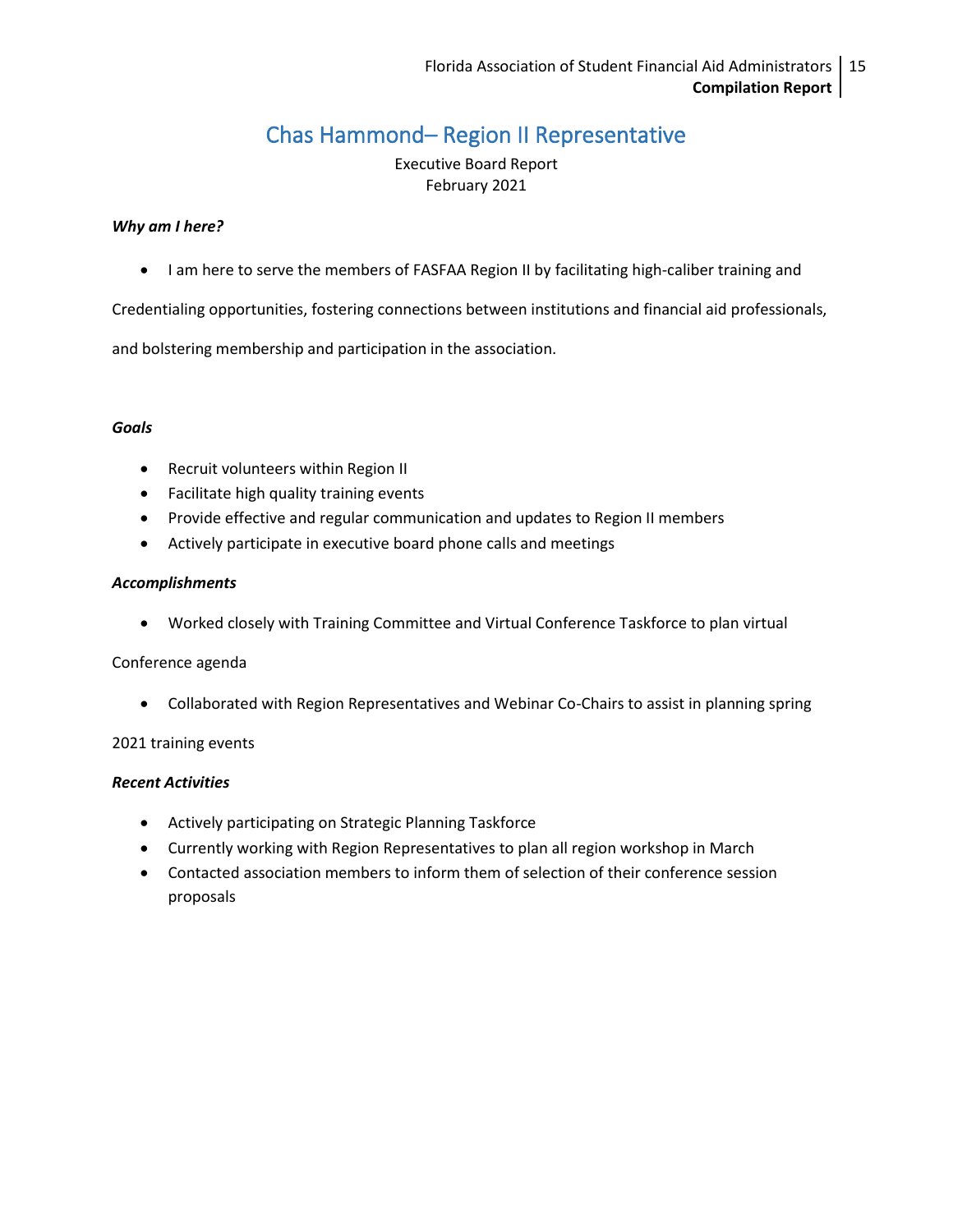# Chas Hammond– Region II Representative

Executive Board Report
February 2021

***Why am I here?***

- I am here to serve the members of FASFAA Region II by facilitating high-caliber training and Credentialing opportunities, fostering connections between institutions and financial aid professionals, and bolstering membership and participation in the association.

***Goals***

- Recruit volunteers within Region II
- Facilitate high quality training events
- Provide effective and regular communication and updates to Region II members
- Actively participate in executive board phone calls and meetings

***Accomplishments***

- Worked closely with Training Committee and Virtual Conference Taskforce to plan virtual Conference agenda
- Collaborated with Region Representatives and Webinar Co-Chairs to assist in planning spring 2021 training events

***Recent Activities***

- Actively participating on Strategic Planning Taskforce
- Currently working with Region Representatives to plan all region workshop in March
- Contacted association members to inform them of selection of their conference session proposals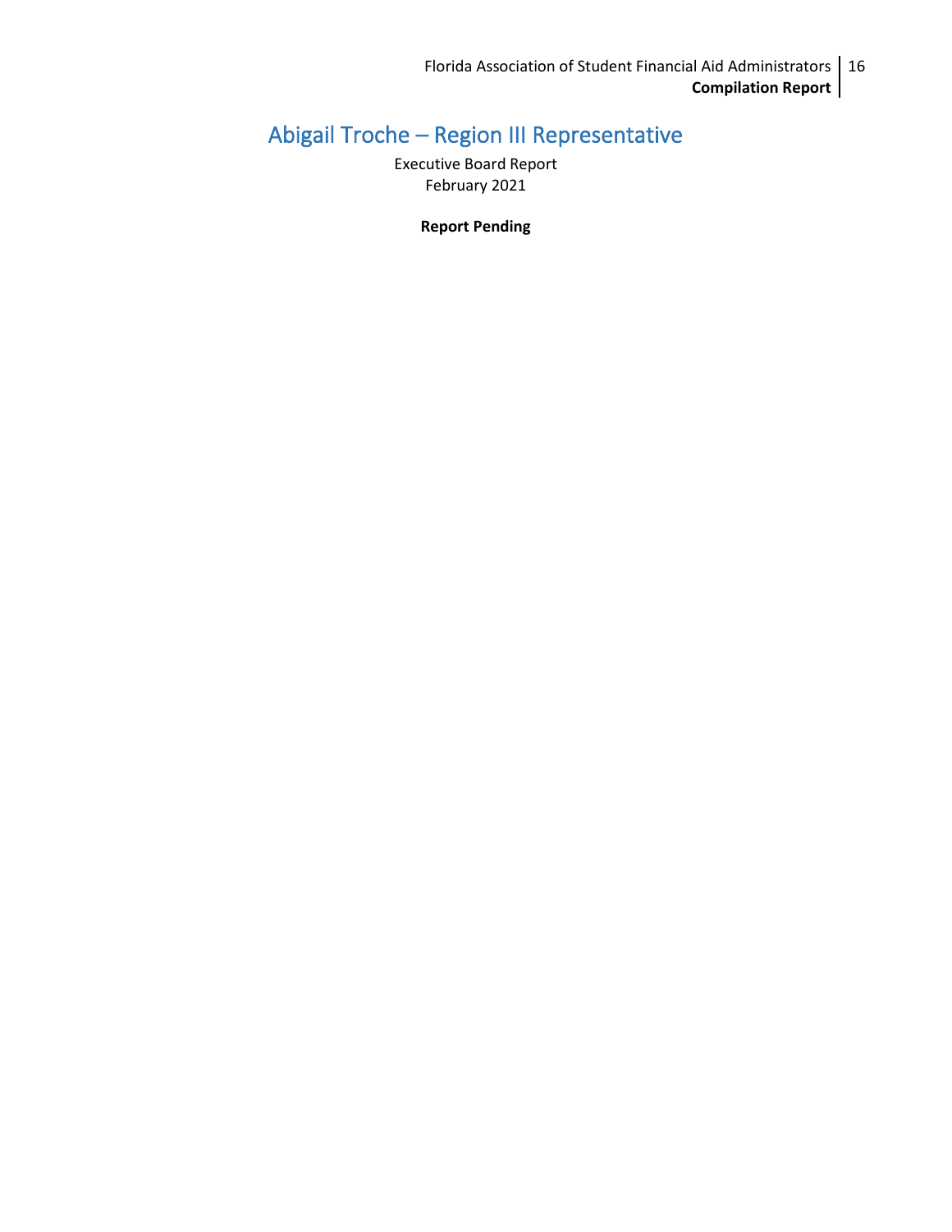# Abigail Troche – Region III Representative

Executive Board Report
February 2021

**Report Pending**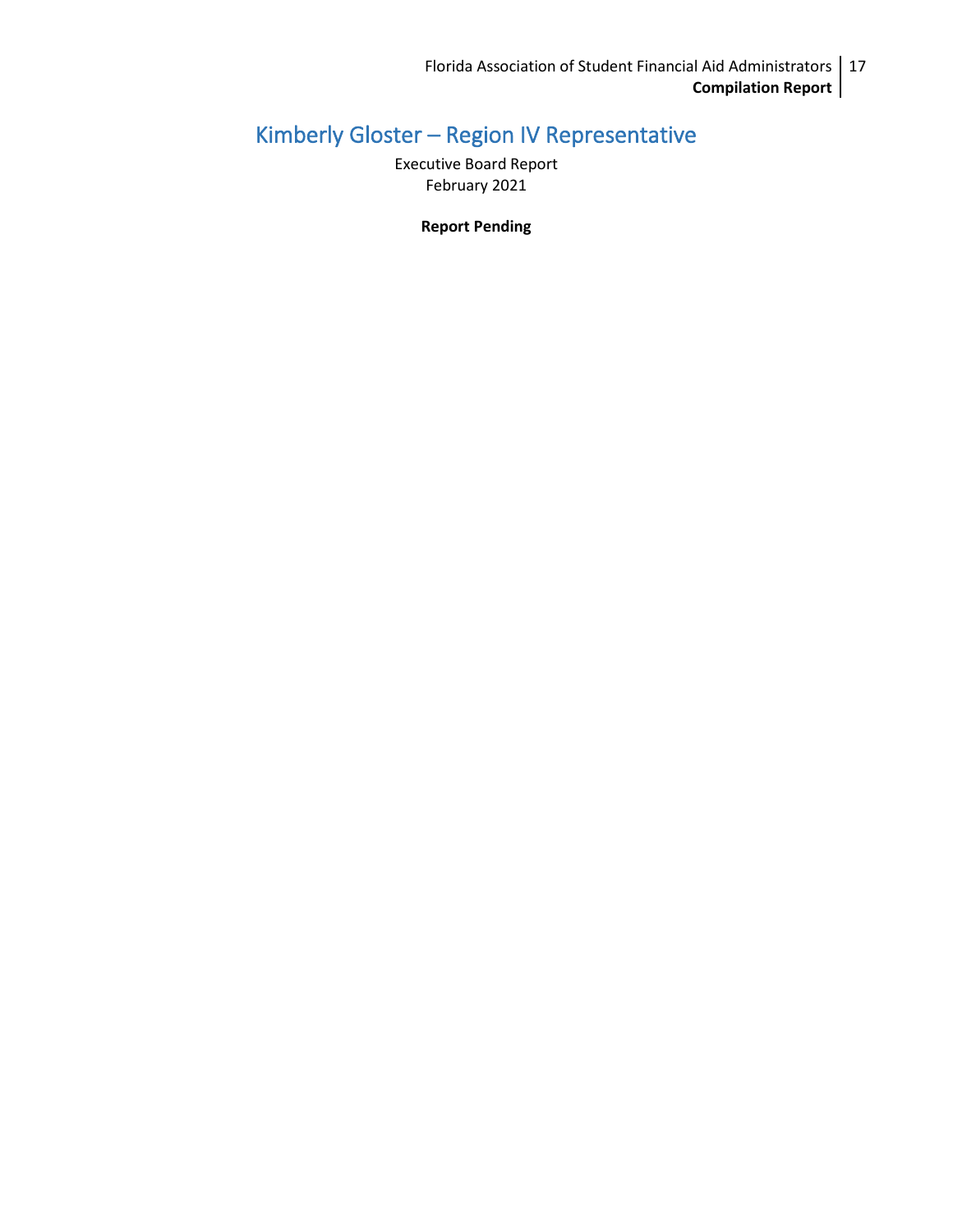# Kimberly Gloster – Region IV Representative

Executive Board Report
February 2021

**Report Pending**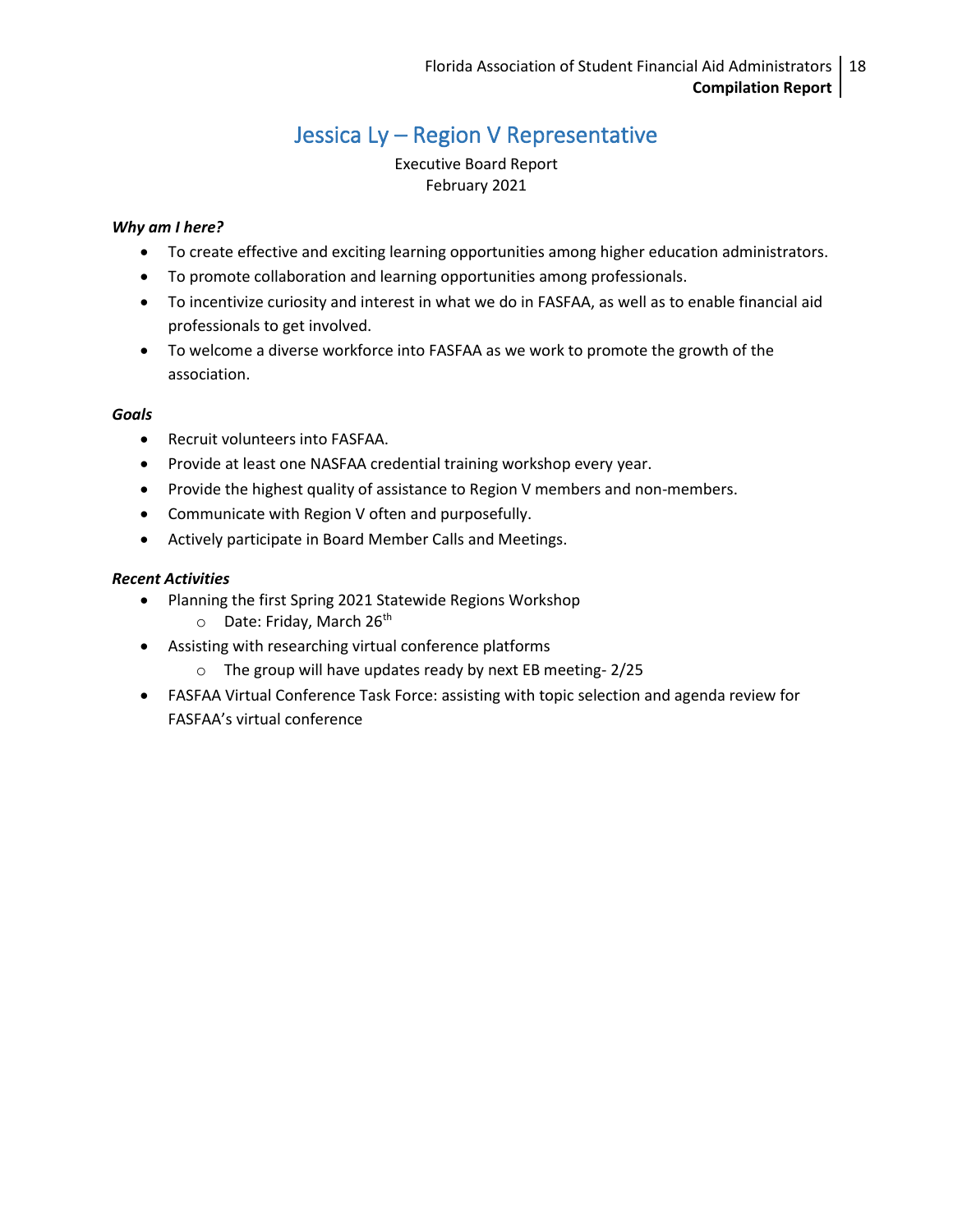# Jessica Ly – Region V Representative

Executive Board Report
February 2021

***Why am I here?***

- To create effective and exciting learning opportunities among higher education administrators.
- To promote collaboration and learning opportunities among professionals.
- To incentivize curiosity and interest in what we do in FASFAA, as well as to enable financial aid professionals to get involved.
- To welcome a diverse workforce into FASFAA as we work to promote the growth of the association.

***Goals***

- Recruit volunteers into FASFAA.
- Provide at least one NASFAA credential training workshop every year.
- Provide the highest quality of assistance to Region V members and non-members.
- Communicate with Region V often and purposefully.
- Actively participate in Board Member Calls and Meetings.

***Recent Activities***

- Planning the first Spring 2021 Statewide Regions Workshop
    - Date: Friday, March 26th
- Assisting with researching virtual conference platforms
    - The group will have updates ready by next EB meeting- 2/25
- FASFAA Virtual Conference Task Force: assisting with topic selection and agenda review for FASFAA's virtual conference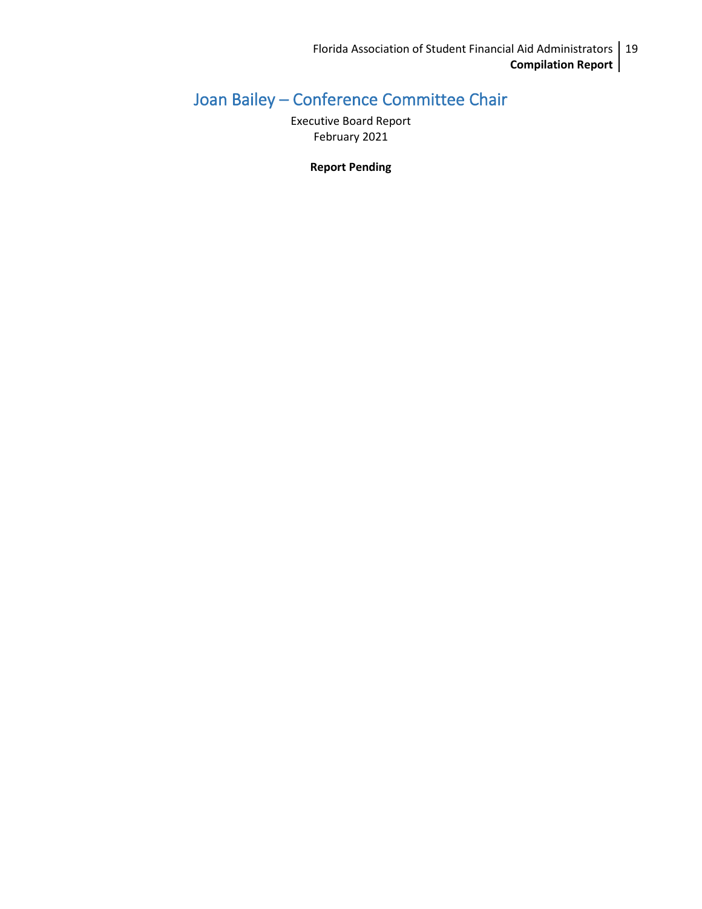# Joan Bailey – Conference Committee Chair

Executive Board Report
February 2021

**Report Pending**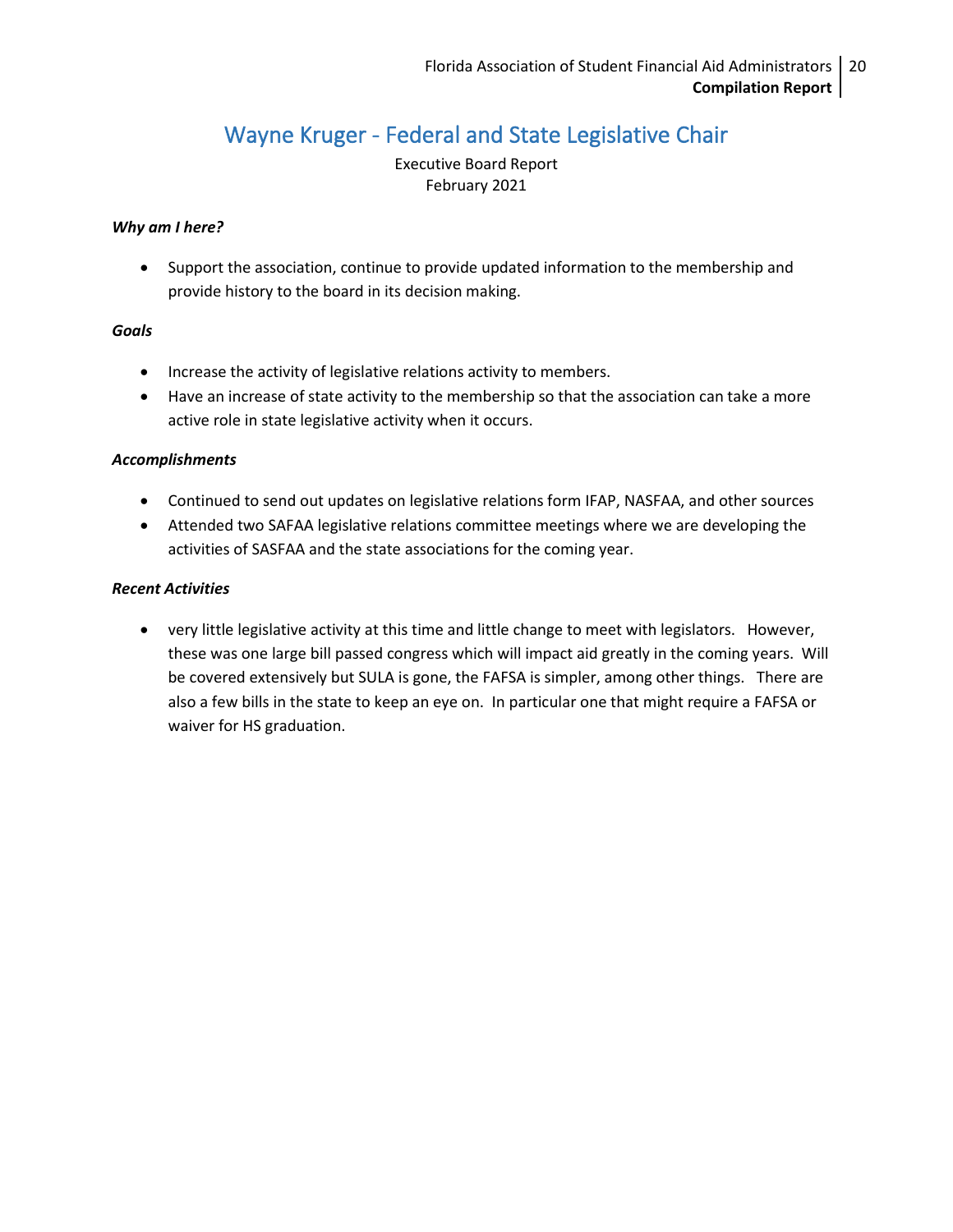# Wayne Kruger - Federal and State Legislative Chair

Executive Board Report
February 2021

***Why am I here?***

- Support the association, continue to provide updated information to the membership and provide history to the board in its decision making.

***Goals***

- Increase the activity of legislative relations activity to members.
- Have an increase of state activity to the membership so that the association can take a more active role in state legislative activity when it occurs.

***Accomplishments***

- Continued to send out updates on legislative relations form IFAP, NASFAA, and other sources
- Attended two SAFAA legislative relations committee meetings where we are developing the activities of SASFAA and the state associations for the coming year.

***Recent Activities***

- very little legislative activity at this time and little change to meet with legislators. However, these was one large bill passed congress which will impact aid greatly in the coming years. Will be covered extensively but SULA is gone, the FAFSA is simpler, among other things. There are also a few bills in the state to keep an eye on. In particular one that might require a FAFSA or waiver for HS graduation.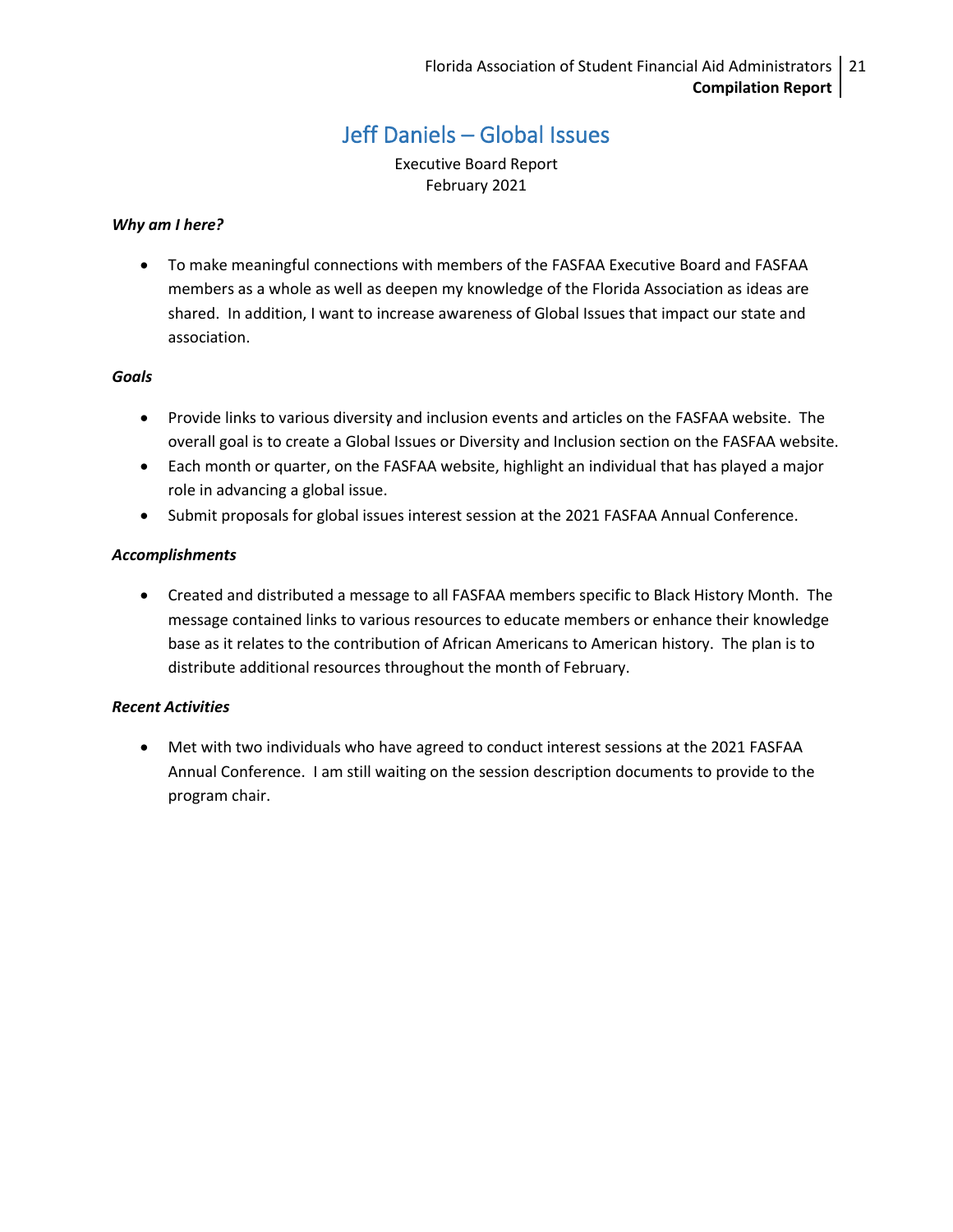# Jeff Daniels – Global Issues

Executive Board Report
February 2021

***Why am I here?***

- To make meaningful connections with members of the FASFAA Executive Board and FASFAA members as a whole as well as deepen my knowledge of the Florida Association as ideas are shared. In addition, I want to increase awareness of Global Issues that impact our state and association.

***Goals***

- Provide links to various diversity and inclusion events and articles on the FASFAA website. The overall goal is to create a Global Issues or Diversity and Inclusion section on the FASFAA website.
- Each month or quarter, on the FASFAA website, highlight an individual that has played a major role in advancing a global issue.
- Submit proposals for global issues interest session at the 2021 FASFAA Annual Conference.

***Accomplishments***

- Created and distributed a message to all FASFAA members specific to Black History Month. The message contained links to various resources to educate members or enhance their knowledge base as it relates to the contribution of African Americans to American history. The plan is to distribute additional resources throughout the month of February.

***Recent Activities***

- Met with two individuals who have agreed to conduct interest sessions at the 2021 FASFAA Annual Conference. I am still waiting on the session description documents to provide to the program chair.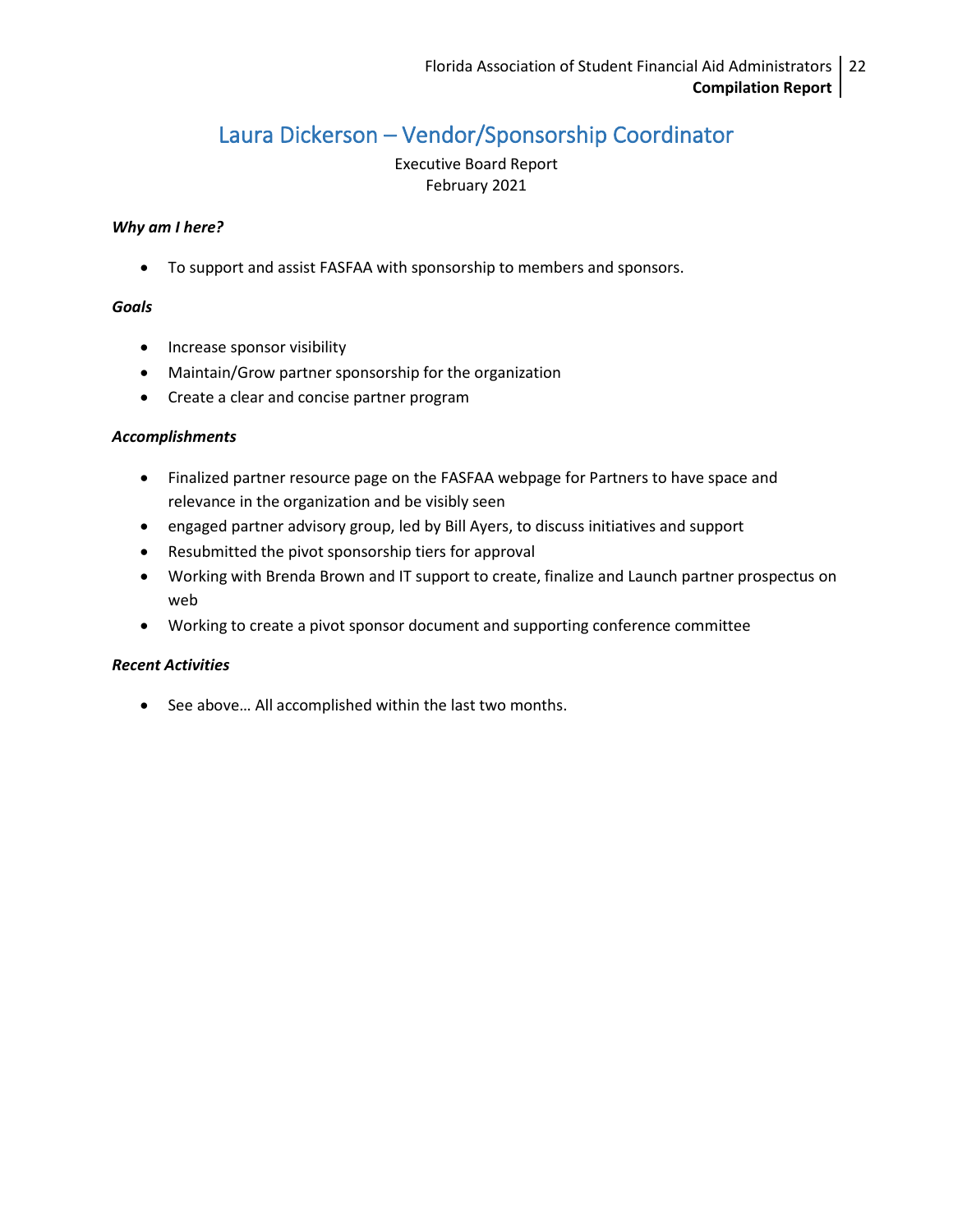# Laura Dickerson – Vendor/Sponsorship Coordinator

Executive Board Report
February 2021

***Why am I here?***

- To support and assist FASFAA with sponsorship to members and sponsors.

***Goals***

- Increase sponsor visibility
- Maintain/Grow partner sponsorship for the organization
- Create a clear and concise partner program

***Accomplishments***

- Finalized partner resource page on the FASFAA webpage for Partners to have space and relevance in the organization and be visibly seen
- engaged partner advisory group, led by Bill Ayers, to discuss initiatives and support
- Resubmitted the pivot sponsorship tiers for approval
- Working with Brenda Brown and IT support to create, finalize and Launch partner prospectus on web
- Working to create a pivot sponsor document and supporting conference committee

***Recent Activities***

- See above… All accomplished within the last two months.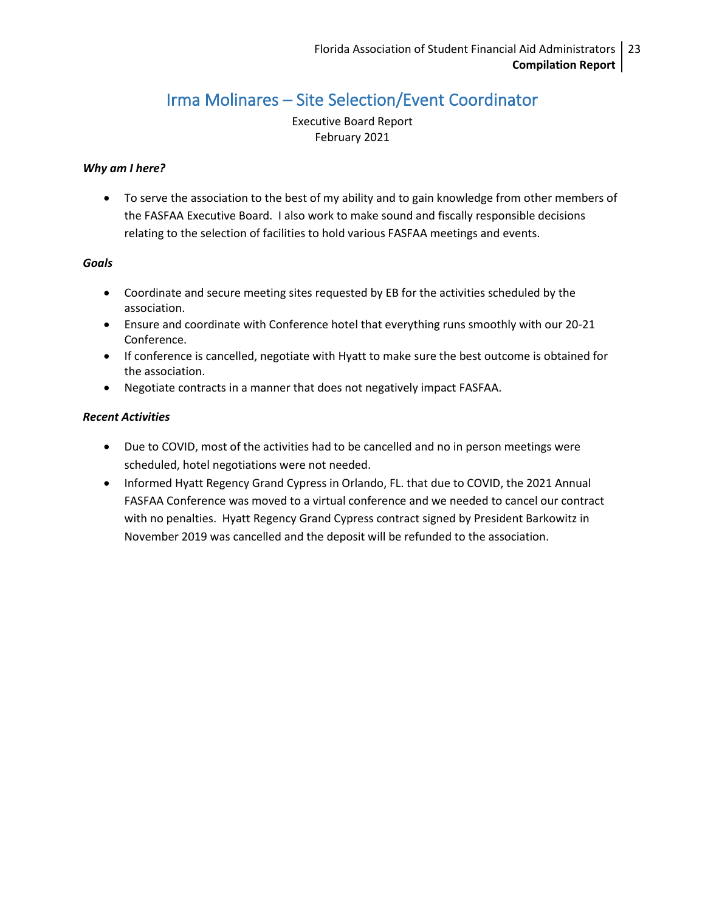# Irma Molinares – Site Selection/Event Coordinator

Executive Board Report
February 2021

***Why am I here?***

- To serve the association to the best of my ability and to gain knowledge from other members of the FASFAA Executive Board. I also work to make sound and fiscally responsible decisions relating to the selection of facilities to hold various FASFAA meetings and events.

***Goals***

- Coordinate and secure meeting sites requested by EB for the activities scheduled by the association.
- Ensure and coordinate with Conference hotel that everything runs smoothly with our 20-21 Conference.
- If conference is cancelled, negotiate with Hyatt to make sure the best outcome is obtained for the association.
- Negotiate contracts in a manner that does not negatively impact FASFAA.

***Recent Activities***

- Due to COVID, most of the activities had to be cancelled and no in person meetings were scheduled, hotel negotiations were not needed.
- Informed Hyatt Regency Grand Cypress in Orlando, FL. that due to COVID, the 2021 Annual FASFAA Conference was moved to a virtual conference and we needed to cancel our contract with no penalties. Hyatt Regency Grand Cypress contract signed by President Barkowitz in November 2019 was cancelled and the deposit will be refunded to the association.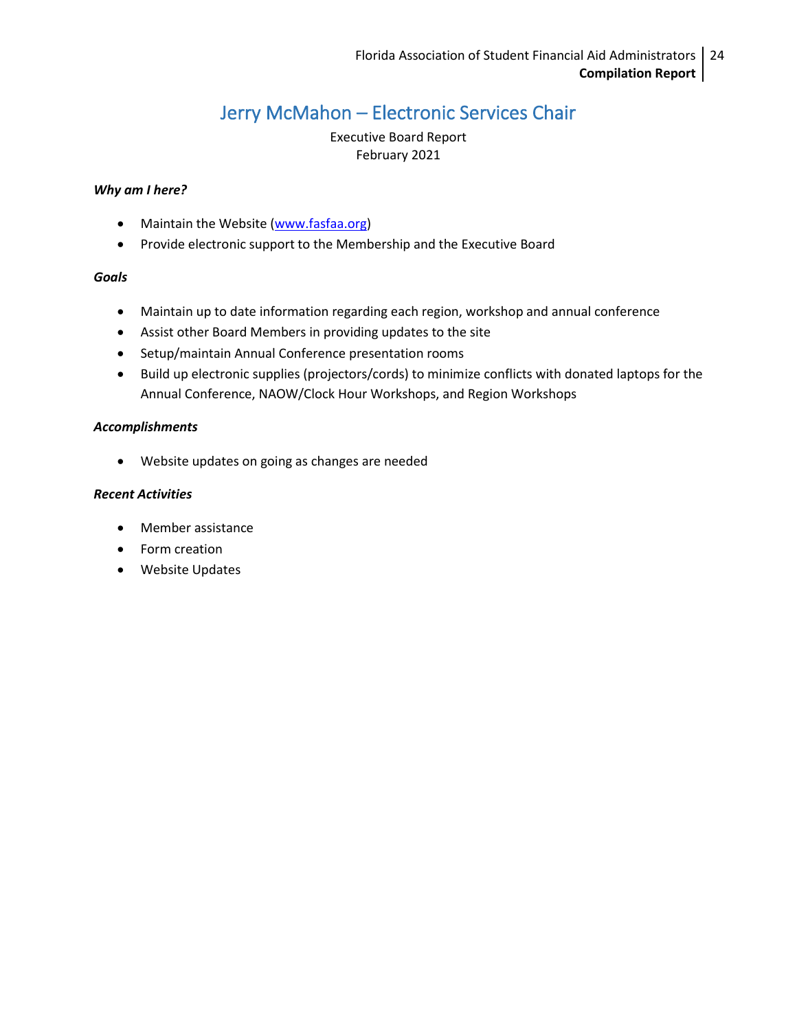# Jerry McMahon – Electronic Services Chair

Executive Board Report
February 2021

***Why am I here?***

- Maintain the Website ([www.fasfaa.org](http://www.fasfaa.org))
- Provide electronic support to the Membership and the Executive Board

***Goals***

- Maintain up to date information regarding each region, workshop and annual conference
- Assist other Board Members in providing updates to the site
- Setup/maintain Annual Conference presentation rooms
- Build up electronic supplies (projectors/cords) to minimize conflicts with donated laptops for the Annual Conference, NAOW/Clock Hour Workshops, and Region Workshops

***Accomplishments***

- Website updates on going as changes are needed

***Recent Activities***

- Member assistance
- Form creation
- Website Updates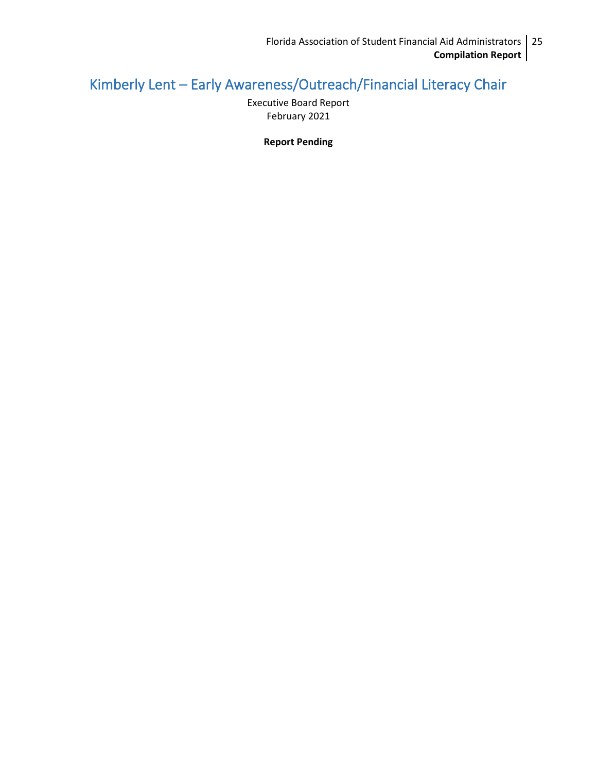# Kimberly Lent – Early Awareness/Outreach/Financial Literacy Chair

Executive Board Report
February 2021

**Report Pending**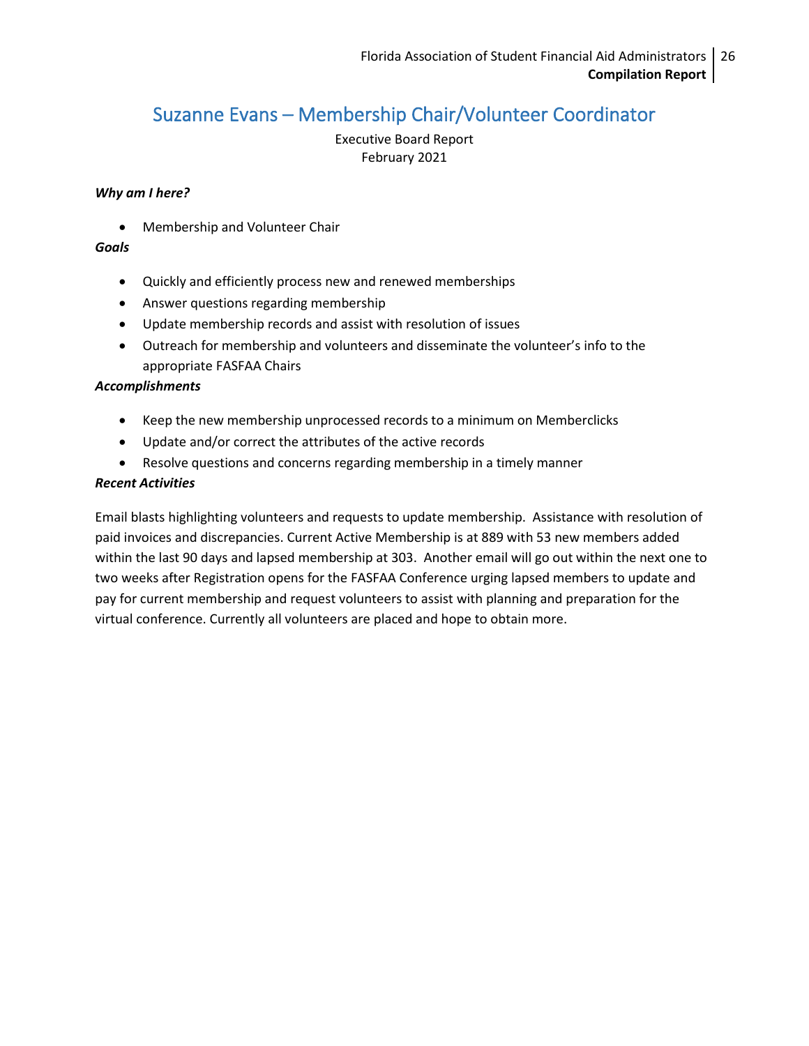# Suzanne Evans – Membership Chair/Volunteer Coordinator

Executive Board Report
February 2021

***Why am I here?***

- Membership and Volunteer Chair

***Goals***

- Quickly and efficiently process new and renewed memberships
- Answer questions regarding membership
- Update membership records and assist with resolution of issues
- Outreach for membership and volunteers and disseminate the volunteer's info to the appropriate FASFAA Chairs

***Accomplishments***

- Keep the new membership unprocessed records to a minimum on Memberclicks
- Update and/or correct the attributes of the active records
- Resolve questions and concerns regarding membership in a timely manner

***Recent Activities***

Email blasts highlighting volunteers and requests to update membership. Assistance with resolution of paid invoices and discrepancies. Current Active Membership is at 889 with 53 new members added within the last 90 days and lapsed membership at 303. Another email will go out within the next one to two weeks after Registration opens for the FASFAA Conference urging lapsed members to update and pay for current membership and request volunteers to assist with planning and preparation for the virtual conference. Currently all volunteers are placed and hope to obtain more.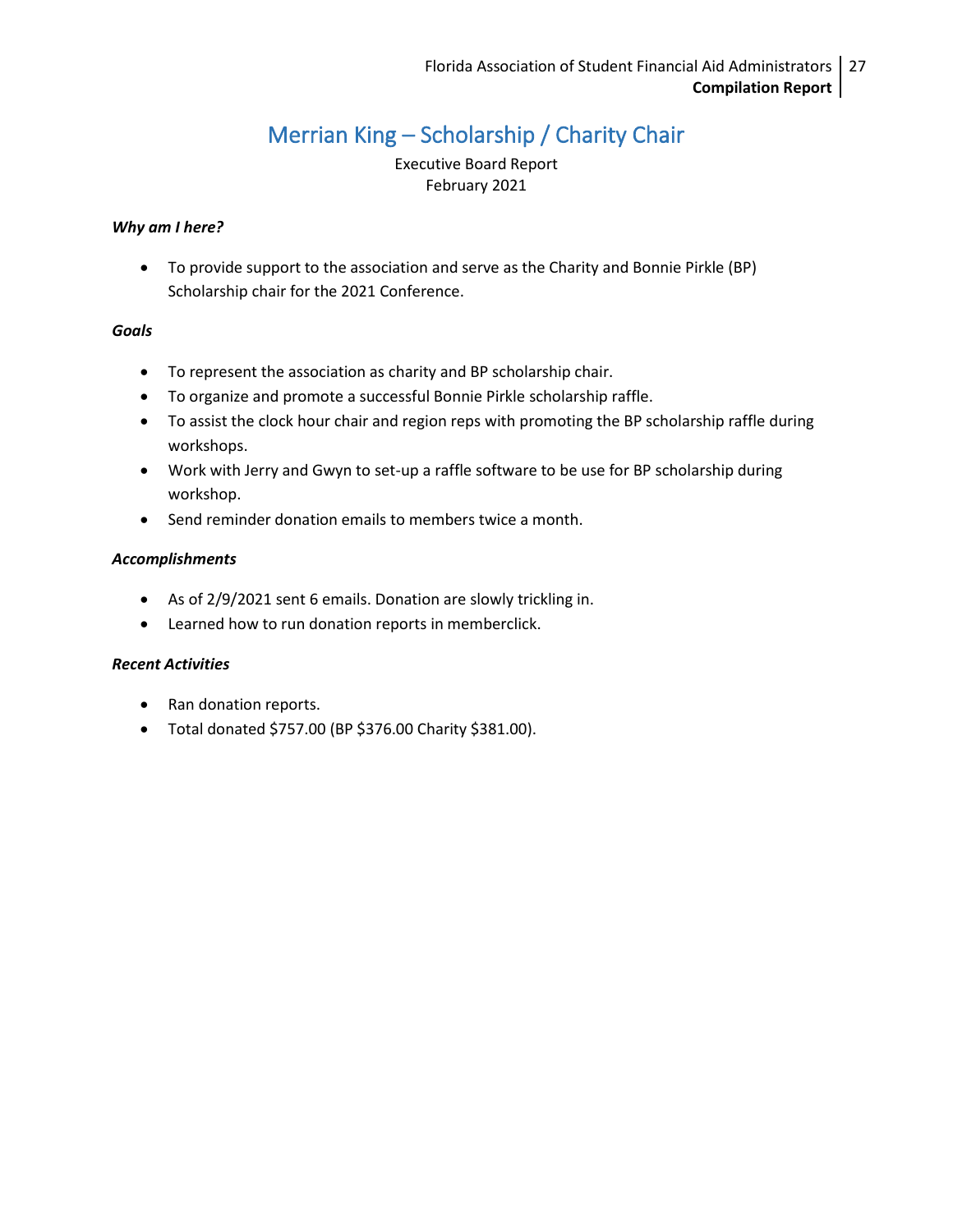# Merrian King – Scholarship / Charity Chair

Executive Board Report
February 2021

***Why am I here?***

- To provide support to the association and serve as the Charity and Bonnie Pirkle (BP) Scholarship chair for the 2021 Conference.

***Goals***

- To represent the association as charity and BP scholarship chair.
- To organize and promote a successful Bonnie Pirkle scholarship raffle.
- To assist the clock hour chair and region reps with promoting the BP scholarship raffle during workshops.
- Work with Jerry and Gwyn to set-up a raffle software to be use for BP scholarship during workshop.
- Send reminder donation emails to members twice a month.

***Accomplishments***

- As of 2/9/2021 sent 6 emails. Donation are slowly trickling in.
- Learned how to run donation reports in memberclick.

***Recent Activities***

- Ran donation reports.
- Total donated $757.00 (BP $376.00 Charity $381.00).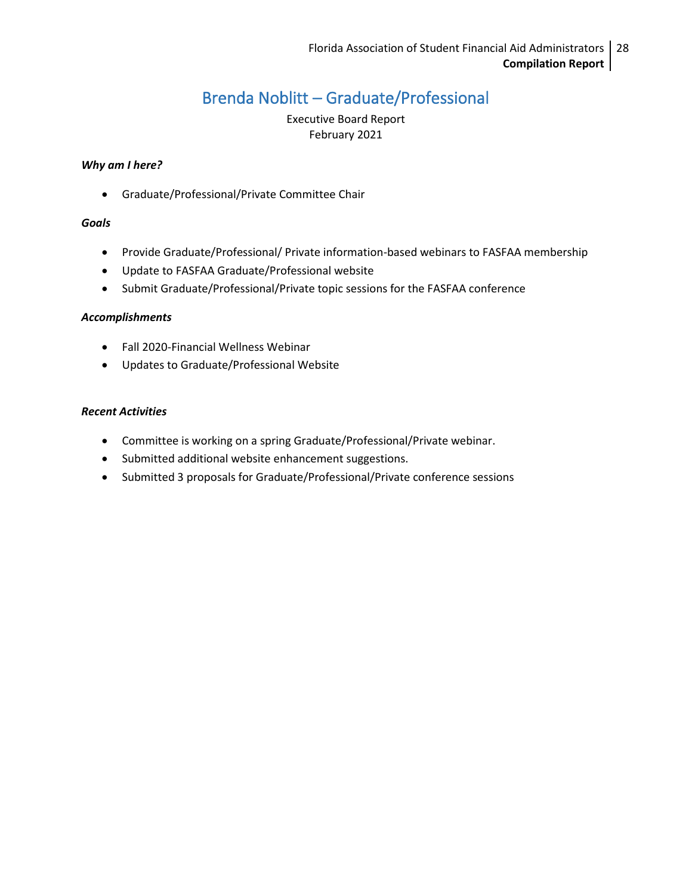# Brenda Noblitt – Graduate/Professional

Executive Board Report
February 2021

***Why am I here?***

- Graduate/Professional/Private Committee Chair

***Goals***

- Provide Graduate/Professional/ Private information-based webinars to FASFAA membership
- Update to FASFAA Graduate/Professional website
- Submit Graduate/Professional/Private topic sessions for the FASFAA conference

***Accomplishments***

- Fall 2020-Financial Wellness Webinar
- Updates to Graduate/Professional Website

***Recent Activities***

- Committee is working on a spring Graduate/Professional/Private webinar.
- Submitted additional website enhancement suggestions.
- Submitted 3 proposals for Graduate/Professional/Private conference sessions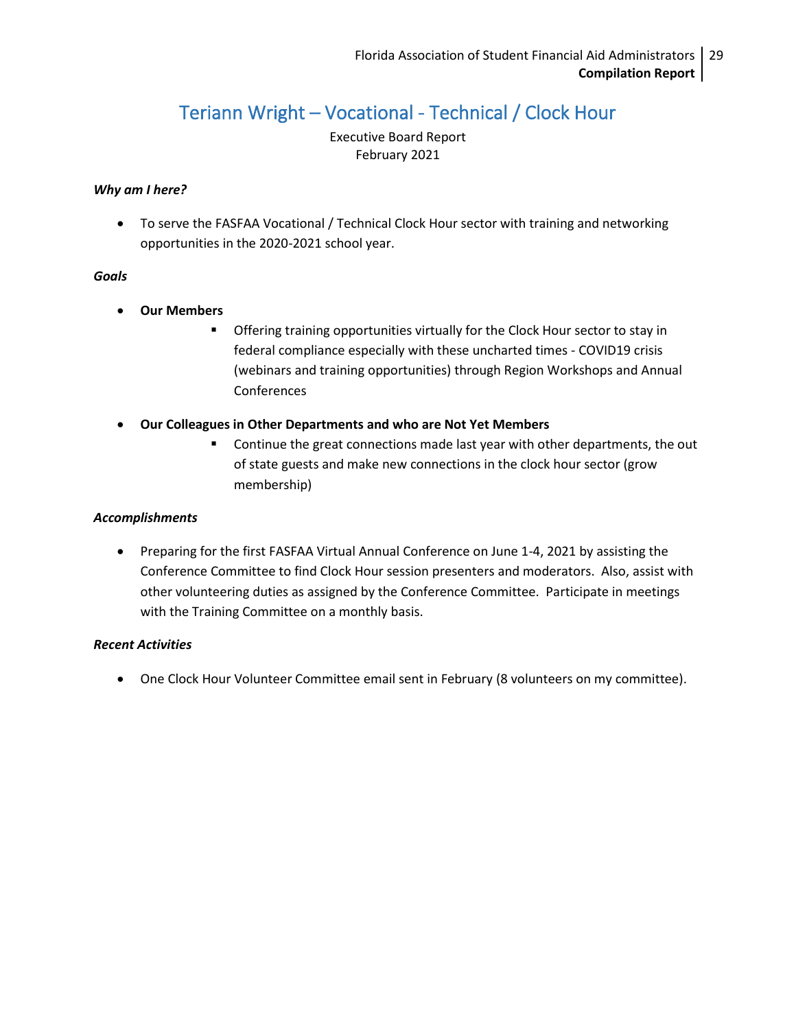# Teriann Wright – Vocational - Technical / Clock Hour

Executive Board Report
February 2021

***Why am I here?***

- To serve the FASFAA Vocational / Technical Clock Hour sector with training and networking opportunities in the 2020-2021 school year.

***Goals***

- **Our Members**
  - Offering training opportunities virtually for the Clock Hour sector to stay in federal compliance especially with these uncharted times - COVID19 crisis (webinars and training opportunities) through Region Workshops and Annual Conferences
- **Our Colleagues in Other Departments and who are Not Yet Members**
  - Continue the great connections made last year with other departments, the out of state guests and make new connections in the clock hour sector (grow membership)

***Accomplishments***

- Preparing for the first FASFAA Virtual Annual Conference on June 1-4, 2021 by assisting the Conference Committee to find Clock Hour session presenters and moderators. Also, assist with other volunteering duties as assigned by the Conference Committee. Participate in meetings with the Training Committee on a monthly basis.

***Recent Activities***

- One Clock Hour Volunteer Committee email sent in February (8 volunteers on my committee).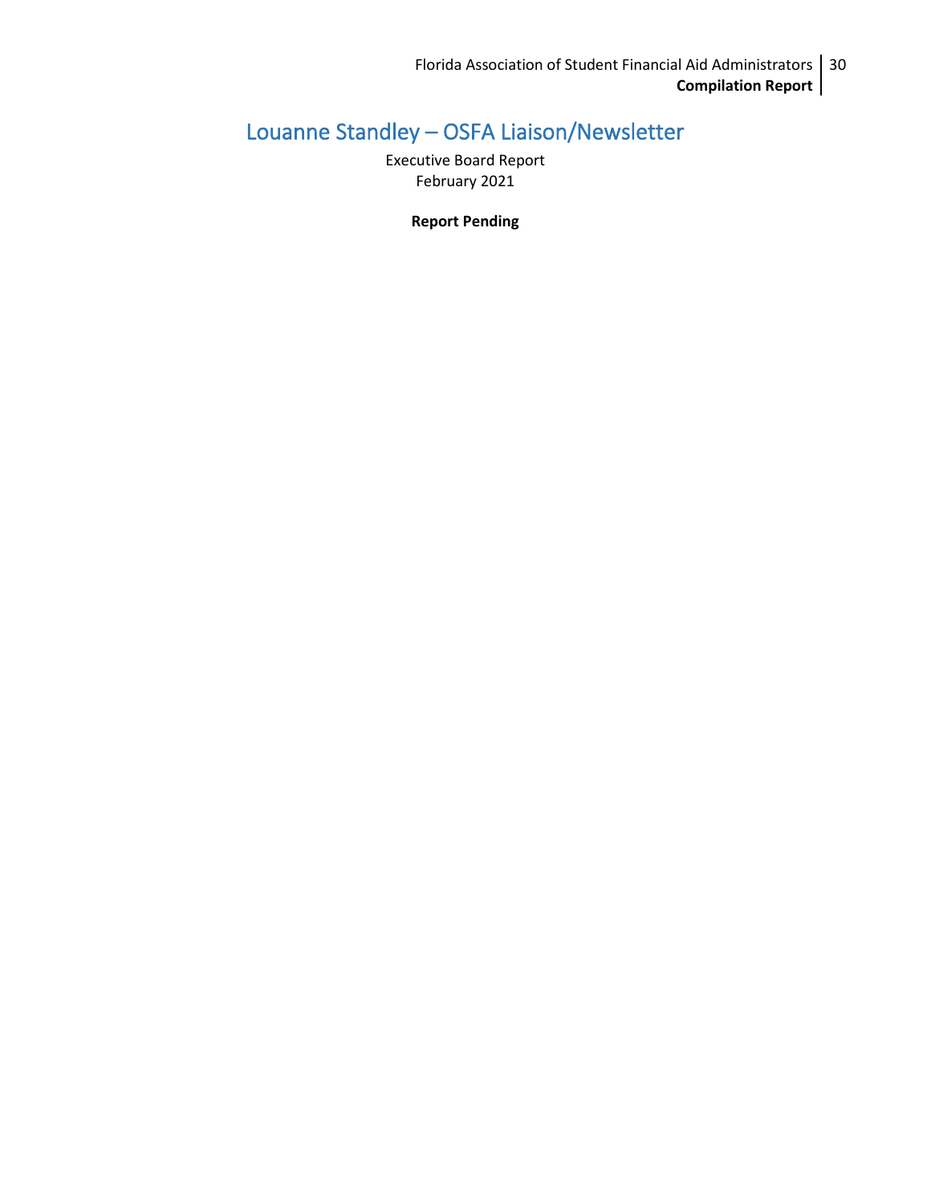# Louanne Standley – OSFA Liaison/Newsletter

Executive Board Report
February 2021

**Report Pending**